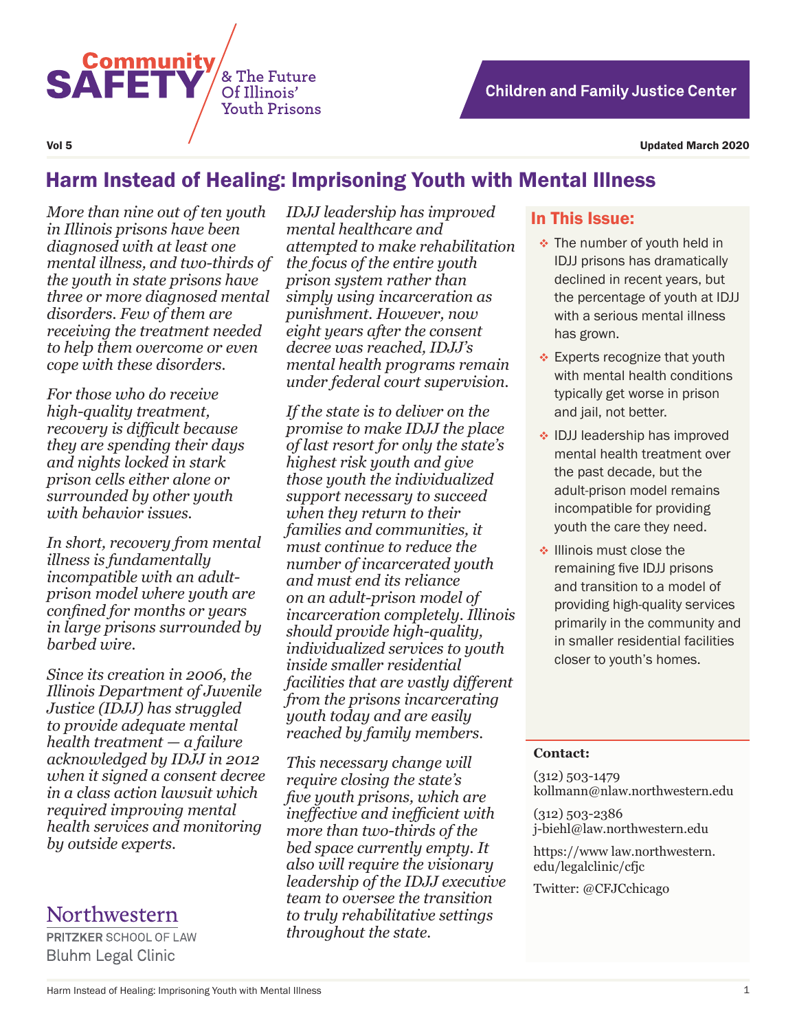**Community SAFETY** & The Future Of Illinois' Youth Prisons

**Children and Family Justice Center**

**Vol 5** **Updated March 2020**

# Harm Instead of Healing: Imprisoning Youth with Mental Illness

*More than nine out of ten youth in Illinois prisons have been diagnosed with at least one mental illness, and two-thirds of the youth in state prisons have three or more diagnosed mental disorders. Few of them are receiving the treatment needed to help them overcome or even cope with these disorders.*

*For those who do receive high-quality treatment, recovery is difficult because they are spending their days and nights locked in stark prison cells either alone or surrounded by other youth with behavior issues.*

*In short, recovery from mental illness is fundamentally incompatible with an adult-prison model where youth are confined for months or years in large prisons surrounded by barbed wire.*

*Since its creation in 2006, the Illinois Department of Juvenile Justice (IDJJ) has struggled to provide adequate mental health treatment — a failure acknowledged by IDJJ in 2012 when it signed a consent decree in a class action lawsuit which required improving mental health services and monitoring by outside experts.*

*IDJJ leadership has improved mental healthcare and attempted to make rehabilitation the focus of the entire youth prison system rather than simply using incarceration as punishment. However, now eight years after the consent decree was reached, IDJJ's mental health programs remain under federal court supervision.*

*If the state is to deliver on the promise to make IDJJ the place of last resort for only the state's highest risk youth and give those youth the individualized support necessary to succeed when they return to their families and communities, it must continue to reduce the number of incarcerated youth and must end its reliance on an adult-prison model of incarceration completely. Illinois should provide high-quality, individualized services to youth inside smaller residential facilities that are vastly different from the prisons incarcerating youth today and are easily reached by family members.*

*This necessary change will require closing the state's five youth prisons, which are ineffective and inefficient with more than two-thirds of the bed space currently empty. It also will require the visionary leadership of the IDJJ executive team to oversee the transition to truly rehabilitative settings throughout the state.*

Northwestern
PRITZKER SCHOOL OF LAW
Bluhm Legal Clinic

## In This Issue:

- The number of youth held in IDJJ prisons has dramatically declined in recent years, but the percentage of youth at IDJJ with a serious mental illness has grown.
- Experts recognize that youth with mental health conditions typically get worse in prison and jail, not better.
- IDJJ leadership has improved mental health treatment over the past decade, but the adult-prison model remains incompatible for providing youth the care they need.
- Illinois must close the remaining five IDJJ prisons and transition to a model of providing high-quality services primarily in the community and in smaller residential facilities closer to youth's homes.

**Contact:**

(312) 503-1479
kollmann@nlaw.northwestern.edu

(312) 503-2386
j-biehl@law.northwestern.edu

https://www law.northwestern.edu/legalclinic/cfjc

Twitter: @CFJCchicago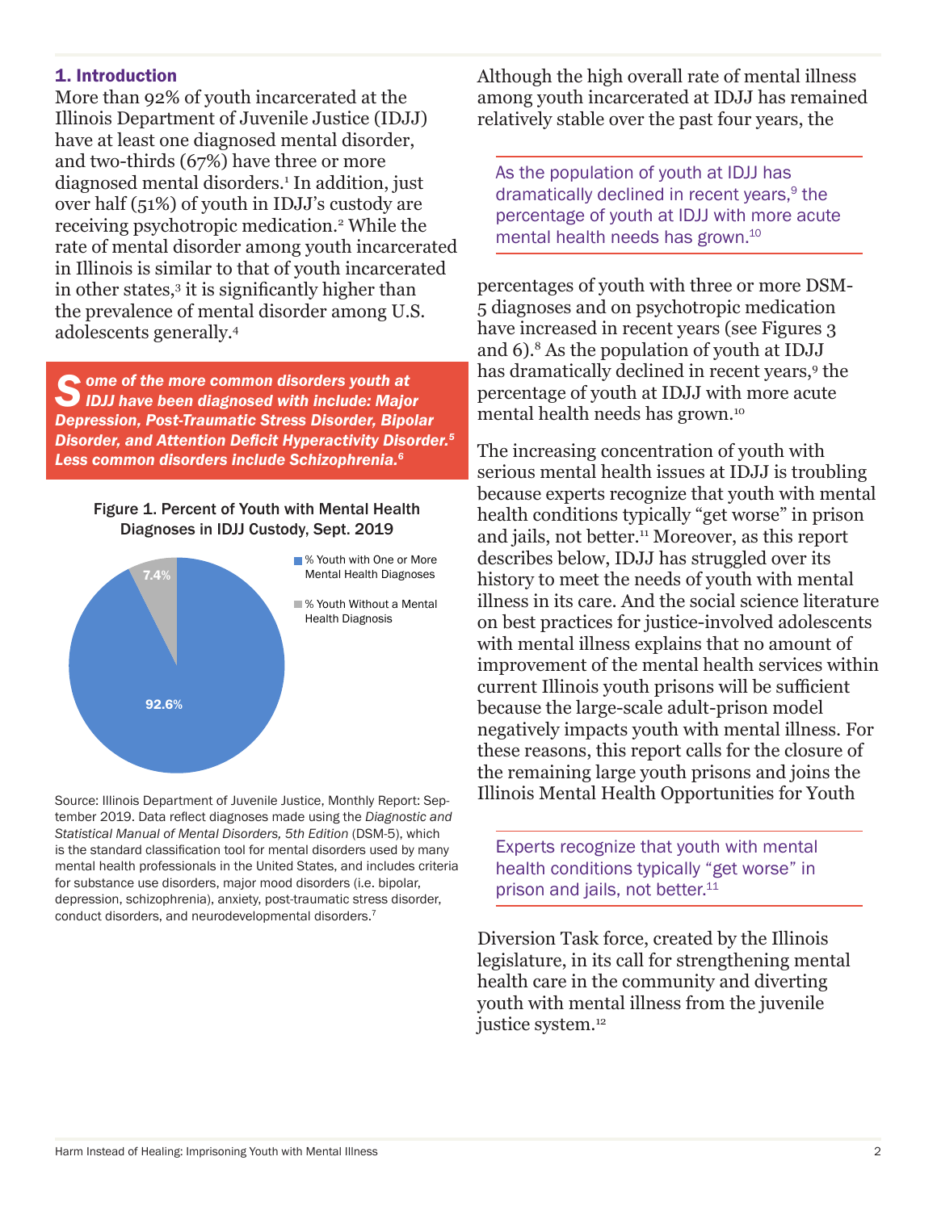## 1. Introduction

More than 92% of youth incarcerated at the Illinois Department of Juvenile Justice (IDJJ) have at least one diagnosed mental disorder, and two-thirds (67%) have three or more diagnosed mental disorders.[1] In addition, just over half (51%) of youth in IDJJ's custody are receiving psychotropic medication.[2] While the rate of mental disorder among youth incarcerated in Illinois is similar to that of youth incarcerated in other states,[3] it is significantly higher than the prevalence of mental disorder among U.S. adolescents generally.[4]

***Some of the more common disorders youth at IDJJ have been diagnosed with include: Major Depression, Post-Traumatic Stress Disorder, Bipolar Disorder, and Attention Deficit Hyperactivity Disorder.[5] Less common disorders include Schizophrenia.[6]***

**Figure 1. Percent of Youth with Mental Health Diagnoses in IDJJ Custody, Sept. 2019**

| Category | Percent |
|---|---|
| % Youth with One or More Mental Health Diagnoses | 92.6% |
| % Youth Without a Mental Health Diagnosis | 7.4% |

Source: Illinois Department of Juvenile Justice, Monthly Report: September 2019. Data reflect diagnoses made using the *Diagnostic and Statistical Manual of Mental Disorders, 5th Edition* (DSM-5), which is the standard classification tool for mental disorders used by many mental health professionals in the United States, and includes criteria for substance use disorders, major mood disorders (i.e. bipolar, depression, schizophrenia), anxiety, post-traumatic stress disorder, conduct disorders, and neurodevelopmental disorders.[7]

Although the high overall rate of mental illness among youth incarcerated at IDJJ has remained relatively stable over the past four years, the percentages of youth with three or more DSM-5 diagnoses and on psychotropic medication have increased in recent years (see Figures 3 and 6).[8] As the population of youth at IDJJ has dramatically declined in recent years,[9] the percentage of youth at IDJJ with more acute mental health needs has grown.[10]

> As the population of youth at IDJJ has dramatically declined in recent years,[9] the percentage of youth at IDJJ with more acute mental health needs has grown.[10]

The increasing concentration of youth with serious mental health issues at IDJJ is troubling because experts recognize that youth with mental health conditions typically "get worse" in prison and jails, not better.[11] Moreover, as this report describes below, IDJJ has struggled over its history to meet the needs of youth with mental illness in its care. And the social science literature on best practices for justice-involved adolescents with mental illness explains that no amount of improvement of the mental health services within current Illinois youth prisons will be sufficient because the large-scale adult-prison model negatively impacts youth with mental illness. For these reasons, this report calls for the closure of the remaining large youth prisons and joins the Illinois Mental Health Opportunities for Youth Diversion Task force, created by the Illinois legislature, in its call for strengthening mental health care in the community and diverting youth with mental illness from the juvenile justice system.[12]

> Experts recognize that youth with mental health conditions typically "get worse" in prison and jails, not better.[11]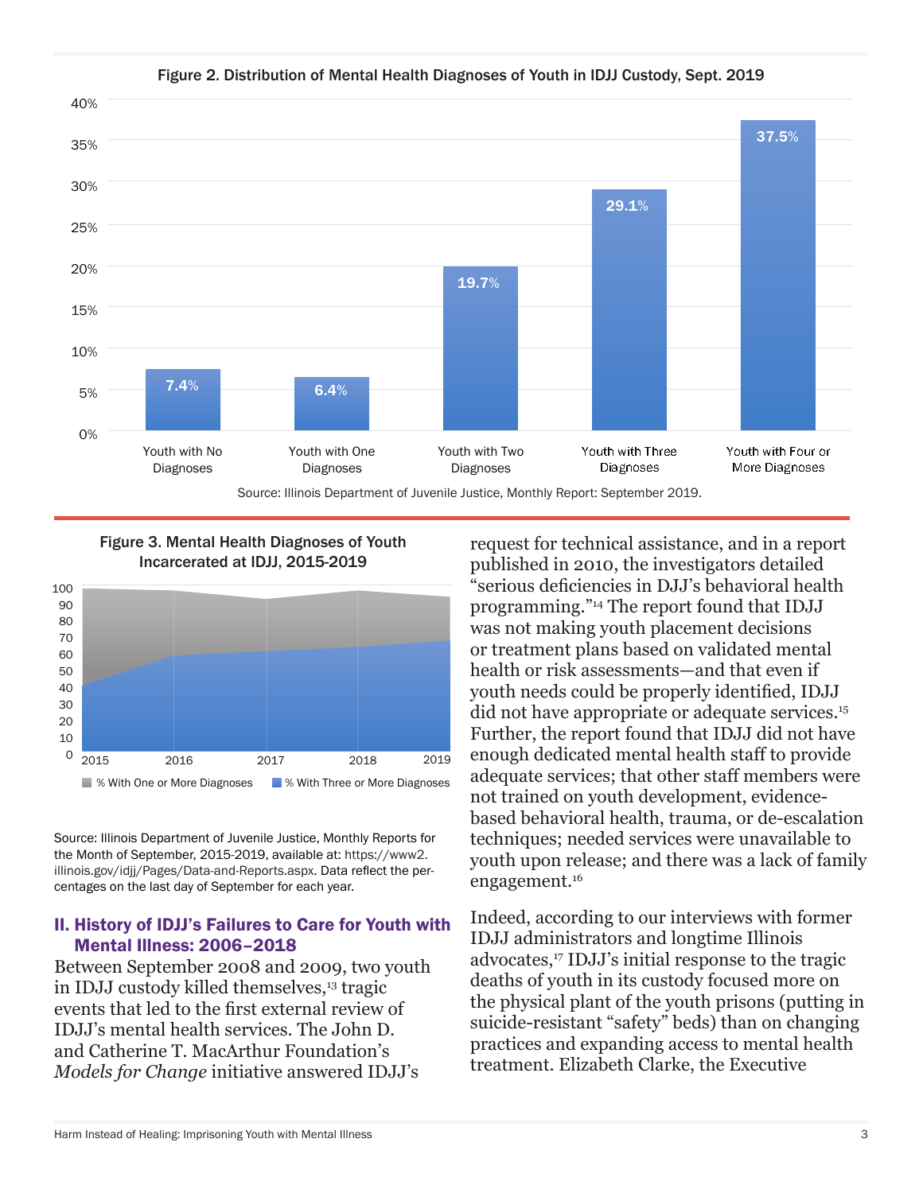**Figure 2. Distribution of Mental Health Diagnoses of Youth in IDJJ Custody, Sept. 2019**

| Category | Percent |
|---|---|
| Youth with No Diagnoses | 7.4% |
| Youth with One Diagnoses | 6.4% |
| Youth with Two Diagnoses | 19.7% |
| Youth with Three Diagnoses | 29.1% |
| Youth with Four or More Diagnoses | 37.5% |

Source: Illinois Department of Juvenile Justice, Monthly Report: September 2019.

**Figure 3. Mental Health Diagnoses of Youth Incarcerated at IDJJ, 2015-2019**

Legend: % With One or More Diagnoses; % With Three or More Diagnoses

Source: Illinois Department of Juvenile Justice, Monthly Reports for the Month of September, 2015-2019, available at: https://www2.illinois.gov/idjj/Pages/Data-and-Reports.aspx. Data reflect the percentages on the last day of September for each year.

## II. History of IDJJ's Failures to Care for Youth with Mental Illness: 2006–2018

Between September 2008 and 2009, two youth in IDJJ custody killed themselves,[13] tragic events that led to the first external review of IDJJ's mental health services. The John D. and Catherine T. MacArthur Foundation's *Models for Change* initiative answered IDJJ's request for technical assistance, and in a report published in 2010, the investigators detailed "serious deficiencies in DJJ's behavioral health programming."[14] The report found that IDJJ was not making youth placement decisions or treatment plans based on validated mental health or risk assessments—and that even if youth needs could be properly identified, IDJJ did not have appropriate or adequate services.[15] Further, the report found that IDJJ did not have enough dedicated mental health staff to provide adequate services; that other staff members were not trained on youth development, evidence-based behavioral health, trauma, or de-escalation techniques; needed services were unavailable to youth upon release; and there was a lack of family engagement.[16]

Indeed, according to our interviews with former IDJJ administrators and longtime Illinois advocates,[17] IDJJ's initial response to the tragic deaths of youth in its custody focused more on the physical plant of the youth prisons (putting in suicide-resistant "safety" beds) than on changing practices and expanding access to mental health treatment. Elizabeth Clarke, the Executive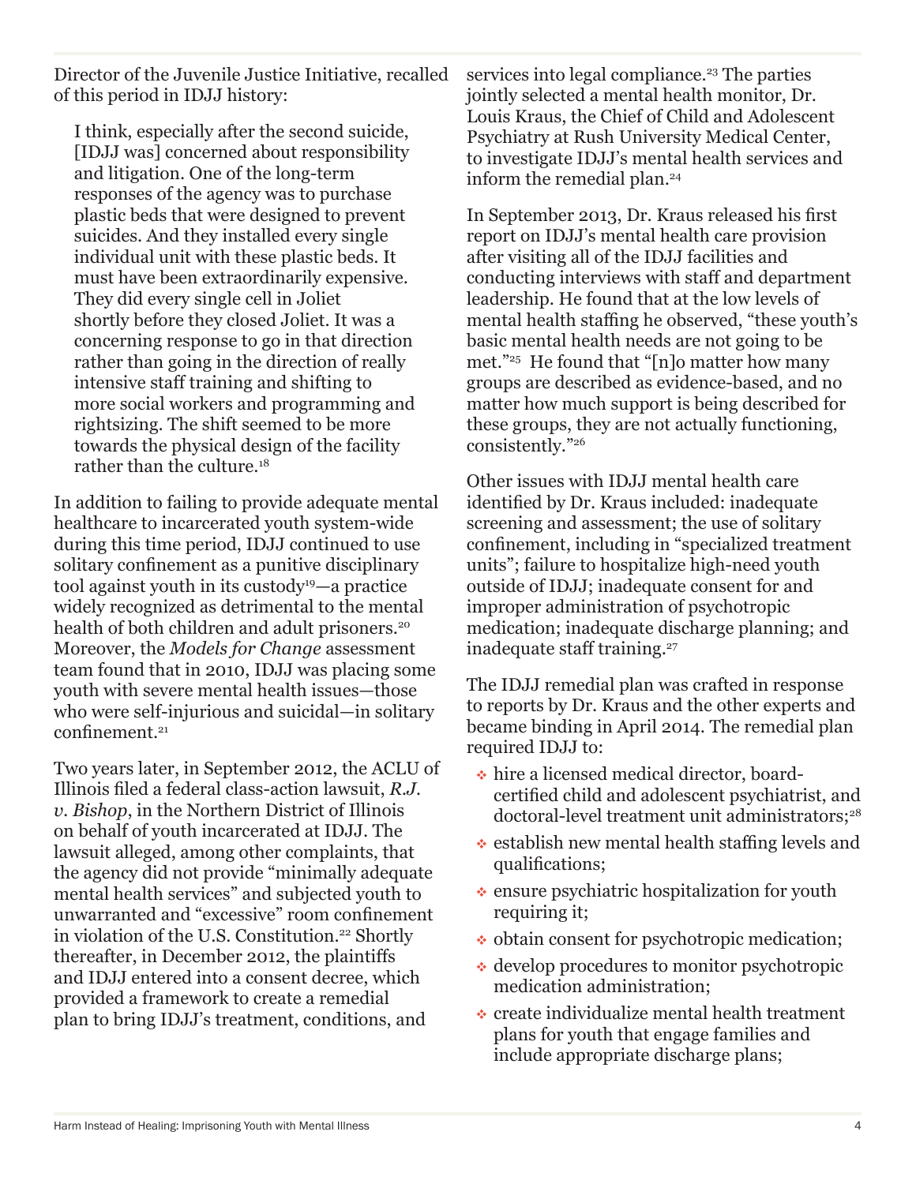Director of the Juvenile Justice Initiative, recalled of this period in IDJJ history:

> I think, especially after the second suicide, [IDJJ was] concerned about responsibility and litigation. One of the long-term responses of the agency was to purchase plastic beds that were designed to prevent suicides. And they installed every single individual unit with these plastic beds. It must have been extraordinarily expensive. They did every single cell in Joliet shortly before they closed Joliet. It was a concerning response to go in that direction rather than going in the direction of really intensive staff training and shifting to more social workers and programming and rightsizing. The shift seemed to be more towards the physical design of the facility rather than the culture.[18]

In addition to failing to provide adequate mental healthcare to incarcerated youth system-wide during this time period, IDJJ continued to use solitary confinement as a punitive disciplinary tool against youth in its custody[19]—a practice widely recognized as detrimental to the mental health of both children and adult prisoners.[20] Moreover, the *Models for Change* assessment team found that in 2010, IDJJ was placing some youth with severe mental health issues—those who were self-injurious and suicidal—in solitary confinement.[21]

Two years later, in September 2012, the ACLU of Illinois filed a federal class-action lawsuit, *R.J. v. Bishop*, in the Northern District of Illinois on behalf of youth incarcerated at IDJJ. The lawsuit alleged, among other complaints, that the agency did not provide "minimally adequate mental health services" and subjected youth to unwarranted and "excessive" room confinement in violation of the U.S. Constitution.[22] Shortly thereafter, in December 2012, the plaintiffs and IDJJ entered into a consent decree, which provided a framework to create a remedial plan to bring IDJJ's treatment, conditions, and services into legal compliance.[23] The parties jointly selected a mental health monitor, Dr. Louis Kraus, the Chief of Child and Adolescent Psychiatry at Rush University Medical Center, to investigate IDJJ's mental health services and inform the remedial plan.[24]

In September 2013, Dr. Kraus released his first report on IDJJ's mental health care provision after visiting all of the IDJJ facilities and conducting interviews with staff and department leadership. He found that at the low levels of mental health staffing he observed, "these youth's basic mental health needs are not going to be met."[25] He found that "[n]o matter how many groups are described as evidence-based, and no matter how much support is being described for these groups, they are not actually functioning, consistently."[26]

Other issues with IDJJ mental health care identified by Dr. Kraus included: inadequate screening and assessment; the use of solitary confinement, including in "specialized treatment units"; failure to hospitalize high-need youth outside of IDJJ; inadequate consent for and improper administration of psychotropic medication; inadequate discharge planning; and inadequate staff training.[27]

The IDJJ remedial plan was crafted in response to reports by Dr. Kraus and the other experts and became binding in April 2014. The remedial plan required IDJJ to:

- hire a licensed medical director, board-certified child and adolescent psychiatrist, and doctoral-level treatment unit administrators;[28]
- establish new mental health staffing levels and qualifications;
- ensure psychiatric hospitalization for youth requiring it;
- obtain consent for psychotropic medication;
- develop procedures to monitor psychotropic medication administration;
- create individualize mental health treatment plans for youth that engage families and include appropriate discharge plans;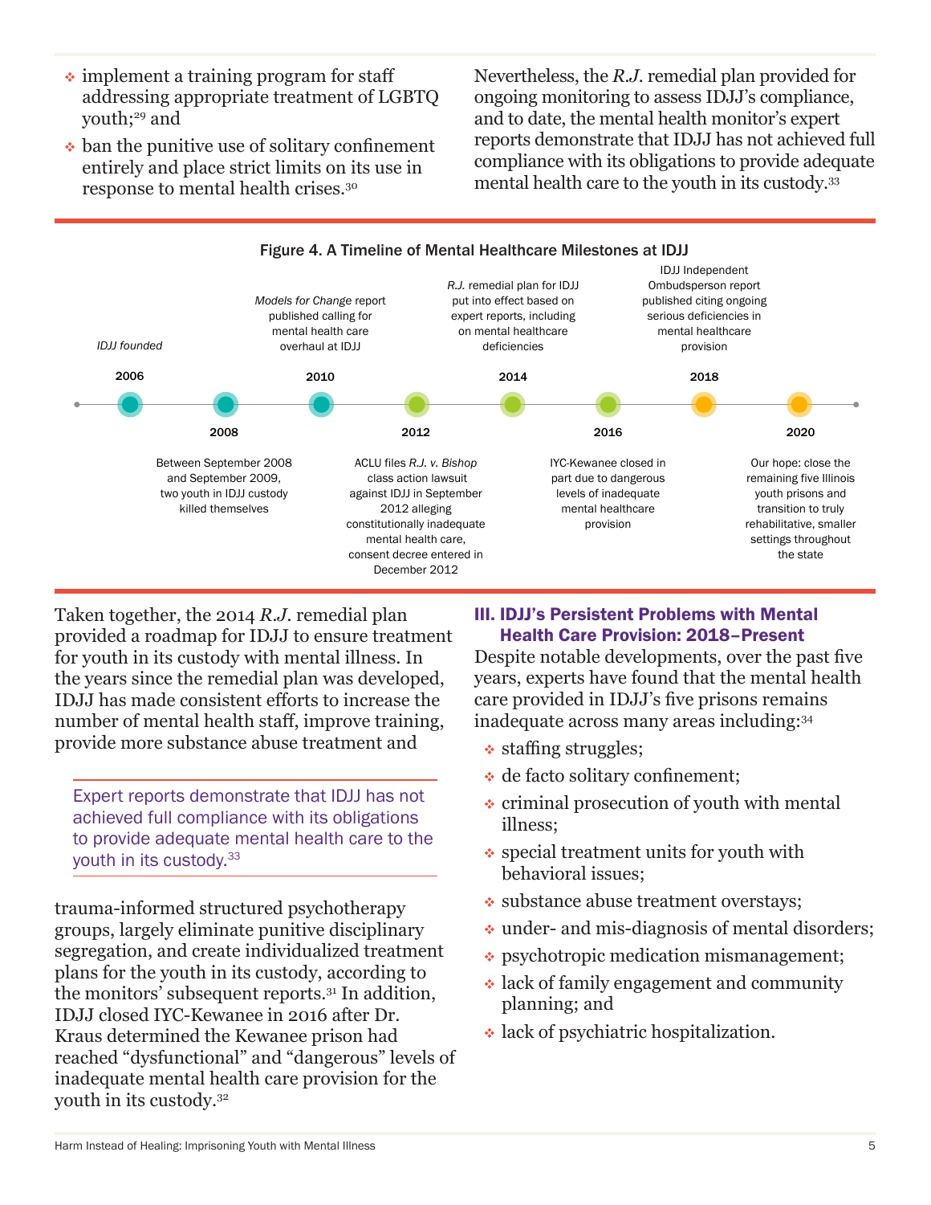- implement a training program for staff addressing appropriate treatment of LGBTQ youth;[29] and
- ban the punitive use of solitary confinement entirely and place strict limits on its use in response to mental health crises.[30]

Nevertheless, the *R.J.* remedial plan provided for ongoing monitoring to assess IDJJ's compliance, and to date, the mental health monitor's expert reports demonstrate that IDJJ has not achieved full compliance with its obligations to provide adequate mental health care to the youth in its custody.[33]

**Figure 4. A Timeline of Mental Healthcare Milestones at IDJJ**

- **2006**: *IDJJ founded*
- **2008**: Between September 2008 and September 2009, two youth in IDJJ custody killed themselves
- **2010**: *Models for Change* report published calling for mental health care overhaul at IDJJ
- **2012**: ACLU files *R.J. v. Bishop* class action lawsuit against IDJJ in September 2012 alleging constitutionally inadequate mental health care, consent decree entered in December 2012
- **2014**: *R.J.* remedial plan for IDJJ put into effect based on expert reports, including on mental healthcare deficiencies
- **2016**: IYC-Kewanee closed in part due to dangerous levels of inadequate mental healthcare provision
- **2018**: IDJJ Independent Ombudsperson report published citing ongoing serious deficiencies in mental healthcare provision
- **2020**: Our hope: close the remaining five Illinois youth prisons and transition to truly rehabilitative, smaller settings throughout the state

Taken together, the 2014 *R.J.* remedial plan provided a roadmap for IDJJ to ensure treatment for youth in its custody with mental illness. In the years since the remedial plan was developed, IDJJ has made consistent efforts to increase the number of mental health staff, improve training, provide more substance abuse treatment and trauma-informed structured psychotherapy groups, largely eliminate punitive disciplinary segregation, and create individualized treatment plans for the youth in its custody, according to the monitors' subsequent reports.[31] In addition, IDJJ closed IYC-Kewanee in 2016 after Dr. Kraus determined the Kewanee prison had reached "dysfunctional" and "dangerous" levels of inadequate mental health care provision for the youth in its custody.[32]

> Expert reports demonstrate that IDJJ has not achieved full compliance with its obligations to provide adequate mental health care to the youth in its custody.[33]

## III. IDJJ's Persistent Problems with Mental Health Care Provision: 2018–Present

Despite notable developments, over the past five years, experts have found that the mental health care provided in IDJJ's five prisons remains inadequate across many areas including:[34]

- staffing struggles;
- de facto solitary confinement;
- criminal prosecution of youth with mental illness;
- special treatment units for youth with behavioral issues;
- substance abuse treatment overstays;
- under- and mis-diagnosis of mental disorders;
- psychotropic medication mismanagement;
- lack of family engagement and community planning; and
- lack of psychiatric hospitalization.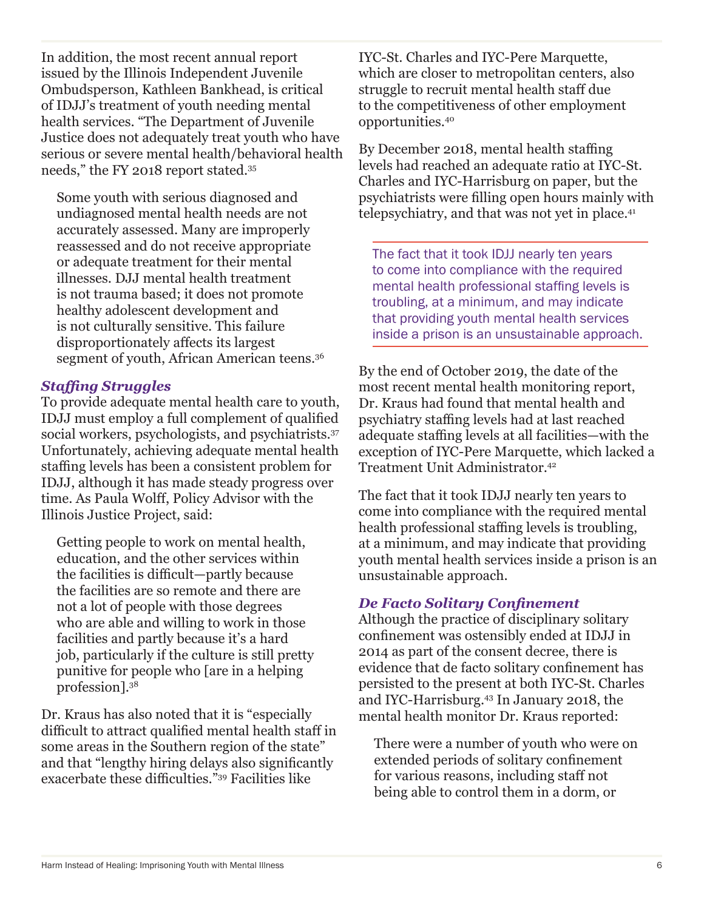In addition, the most recent annual report issued by the Illinois Independent Juvenile Ombudsperson, Kathleen Bankhead, is critical of IDJJ's treatment of youth needing mental health services. "The Department of Juvenile Justice does not adequately treat youth who have serious or severe mental health/behavioral health needs," the FY 2018 report stated.[35]

> Some youth with serious diagnosed and undiagnosed mental health needs are not accurately assessed. Many are improperly reassessed and do not receive appropriate or adequate treatment for their mental illnesses. DJJ mental health treatment is not trauma based; it does not promote healthy adolescent development and is not culturally sensitive. This failure disproportionately affects its largest segment of youth, African American teens.[36]

### *Staffing Struggles*

To provide adequate mental health care to youth, IDJJ must employ a full complement of qualified social workers, psychologists, and psychiatrists.[37] Unfortunately, achieving adequate mental health staffing levels has been a consistent problem for IDJJ, although it has made steady progress over time. As Paula Wolff, Policy Advisor with the Illinois Justice Project, said:

> Getting people to work on mental health, education, and the other services within the facilities is difficult—partly because the facilities are so remote and there are not a lot of people with those degrees who are able and willing to work in those facilities and partly because it's a hard job, particularly if the culture is still pretty punitive for people who [are in a helping profession].[38]

Dr. Kraus has also noted that it is "especially difficult to attract qualified mental health staff in some areas in the Southern region of the state" and that "lengthy hiring delays also significantly exacerbate these difficulties."[39] Facilities like IYC-St. Charles and IYC-Pere Marquette, which are closer to metropolitan centers, also struggle to recruit mental health staff due to the competitiveness of other employment opportunities.[40]

By December 2018, mental health staffing levels had reached an adequate ratio at IYC-St. Charles and IYC-Harrisburg on paper, but the psychiatrists were filling open hours mainly with telepsychiatry, and that was not yet in place.[41]

> The fact that it took IDJJ nearly ten years to come into compliance with the required mental health professional staffing levels is troubling, at a minimum, and may indicate that providing youth mental health services inside a prison is an unsustainable approach.

By the end of October 2019, the date of the most recent mental health monitoring report, Dr. Kraus had found that mental health and psychiatry staffing levels had at last reached adequate staffing levels at all facilities—with the exception of IYC-Pere Marquette, which lacked a Treatment Unit Administrator.[42]

The fact that it took IDJJ nearly ten years to come into compliance with the required mental health professional staffing levels is troubling, at a minimum, and may indicate that providing youth mental health services inside a prison is an unsustainable approach.

### *De Facto Solitary Confinement*

Although the practice of disciplinary solitary confinement was ostensibly ended at IDJJ in 2014 as part of the consent decree, there is evidence that de facto solitary confinement has persisted to the present at both IYC-St. Charles and IYC-Harrisburg.[43] In January 2018, the mental health monitor Dr. Kraus reported:

> There were a number of youth who were on extended periods of solitary confinement for various reasons, including staff not being able to control them in a dorm, or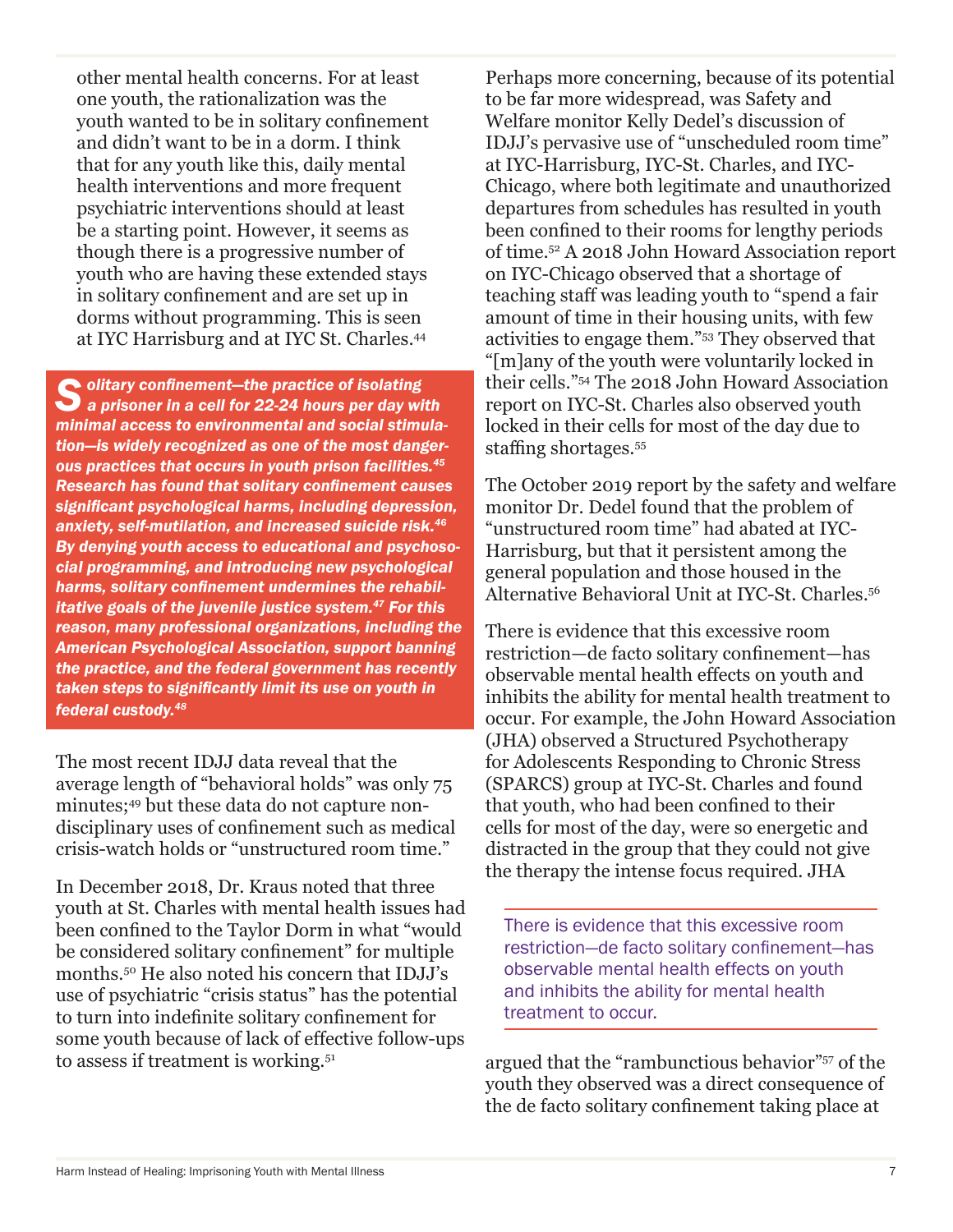other mental health concerns. For at least one youth, the rationalization was the youth wanted to be in solitary confinement and didn't want to be in a dorm. I think that for any youth like this, daily mental health interventions and more frequent psychiatric interventions should at least be a starting point. However, it seems as though there is a progressive number of youth who are having these extended stays in solitary confinement and are set up in dorms without programming. This is seen at IYC Harrisburg and at IYC St. Charles.[44]

***Solitary confinement—the practice of isolating a prisoner in a cell for 22-24 hours per day with minimal access to environmental and social stimulation—is widely recognized as one of the most dangerous practices that occurs in youth prison facilities.[45] Research has found that solitary confinement causes significant psychological harms, including depression, anxiety, self-mutilation, and increased suicide risk.[46] By denying youth access to educational and psychosocial programming, and introducing new psychological harms, solitary confinement undermines the rehabilitative goals of the juvenile justice system.[47] For this reason, many professional organizations, including the American Psychological Association, support banning the practice, and the federal government has recently taken steps to significantly limit its use on youth in federal custody.[48]***

The most recent IDJJ data reveal that the average length of "behavioral holds" was only 75 minutes;[49] but these data do not capture non-disciplinary uses of confinement such as medical crisis-watch holds or "unstructured room time."

In December 2018, Dr. Kraus noted that three youth at St. Charles with mental health issues had been confined to the Taylor Dorm in what "would be considered solitary confinement" for multiple months.[50] He also noted his concern that IDJJ's use of psychiatric "crisis status" has the potential to turn into indefinite solitary confinement for some youth because of lack of effective follow-ups to assess if treatment is working.[51]

Perhaps more concerning, because of its potential to be far more widespread, was Safety and Welfare monitor Kelly Dedel's discussion of IDJJ's pervasive use of "unscheduled room time" at IYC-Harrisburg, IYC-St. Charles, and IYC-Chicago, where both legitimate and unauthorized departures from schedules has resulted in youth been confined to their rooms for lengthy periods of time.[52] A 2018 John Howard Association report on IYC-Chicago observed that a shortage of teaching staff was leading youth to "spend a fair amount of time in their housing units, with few activities to engage them."[53] They observed that "[m]any of the youth were voluntarily locked in their cells."[54] The 2018 John Howard Association report on IYC-St. Charles also observed youth locked in their cells for most of the day due to staffing shortages.[55]

The October 2019 report by the safety and welfare monitor Dr. Dedel found that the problem of "unstructured room time" had abated at IYC-Harrisburg, but that it persistent among the general population and those housed in the Alternative Behavioral Unit at IYC-St. Charles.[56]

There is evidence that this excessive room restriction—de facto solitary confinement—has observable mental health effects on youth and inhibits the ability for mental health treatment to occur. For example, the John Howard Association (JHA) observed a Structured Psychotherapy for Adolescents Responding to Chronic Stress (SPARCS) group at IYC-St. Charles and found that youth, who had been confined to their cells for most of the day, were so energetic and distracted in the group that they could not give the therapy the intense focus required. JHA argued that the "rambunctious behavior"[57] of the youth they observed was a direct consequence of the de facto solitary confinement taking place at

> There is evidence that this excessive room restriction—de facto solitary confinement—has observable mental health effects on youth and inhibits the ability for mental health treatment to occur.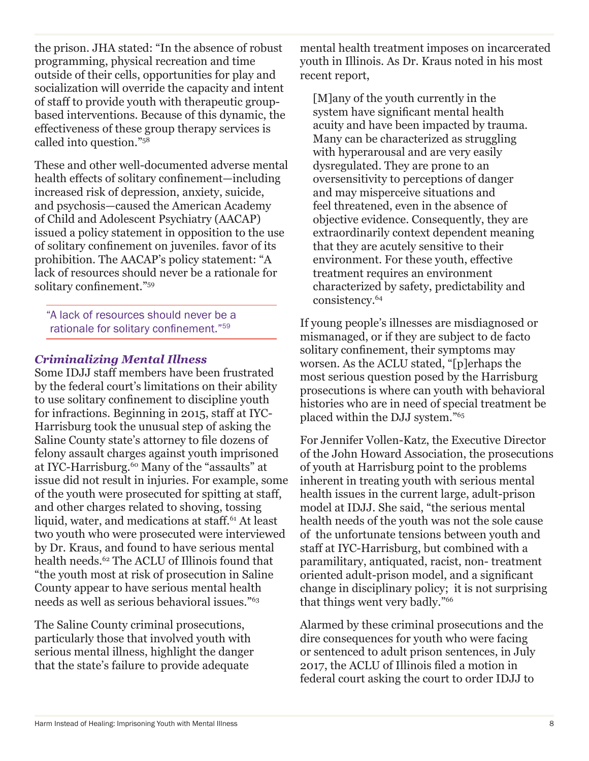the prison. JHA stated: "In the absence of robust programming, physical recreation and time outside of their cells, opportunities for play and socialization will override the capacity and intent of staff to provide youth with therapeutic group-based interventions. Because of this dynamic, the effectiveness of these group therapy services is called into question."[58]

These and other well-documented adverse mental health effects of solitary confinement—including increased risk of depression, anxiety, suicide, and psychosis—caused the American Academy of Child and Adolescent Psychiatry (AACAP) issued a policy statement in opposition to the use of solitary confinement on juveniles. favor of its prohibition. The AACAP's policy statement: "A lack of resources should never be a rationale for solitary confinement."[59]

> "A lack of resources should never be a rationale for solitary confinement."[59]

### *Criminalizing Mental Illness*

Some IDJJ staff members have been frustrated by the federal court's limitations on their ability to use solitary confinement to discipline youth for infractions. Beginning in 2015, staff at IYC-Harrisburg took the unusual step of asking the Saline County state's attorney to file dozens of felony assault charges against youth imprisoned at IYC-Harrisburg.[60] Many of the "assaults" at issue did not result in injuries. For example, some of the youth were prosecuted for spitting at staff, and other charges related to shoving, tossing liquid, water, and medications at staff.[61] At least two youth who were prosecuted were interviewed by Dr. Kraus, and found to have serious mental health needs.[62] The ACLU of Illinois found that "the youth most at risk of prosecution in Saline County appear to have serious mental health needs as well as serious behavioral issues."[63]

The Saline County criminal prosecutions, particularly those that involved youth with serious mental illness, highlight the danger that the state's failure to provide adequate mental health treatment imposes on incarcerated youth in Illinois. As Dr. Kraus noted in his most recent report,

> [M]any of the youth currently in the system have significant mental health acuity and have been impacted by trauma. Many can be characterized as struggling with hyperarousal and are very easily dysregulated. They are prone to an oversensitivity to perceptions of danger and may misperceive situations and feel threatened, even in the absence of objective evidence. Consequently, they are extraordinarily context dependent meaning that they are acutely sensitive to their environment. For these youth, effective treatment requires an environment characterized by safety, predictability and consistency.[64]

If young people's illnesses are misdiagnosed or mismanaged, or if they are subject to de facto solitary confinement, their symptoms may worsen. As the ACLU stated, "[p]erhaps the most serious question posed by the Harrisburg prosecutions is where can youth with behavioral histories who are in need of special treatment be placed within the DJJ system."[65]

For Jennifer Vollen-Katz, the Executive Director of the John Howard Association, the prosecutions of youth at Harrisburg point to the problems inherent in treating youth with serious mental health issues in the current large, adult-prison model at IDJJ. She said, "the serious mental health needs of the youth was not the sole cause of the unfortunate tensions between youth and staff at IYC-Harrisburg, but combined with a paramilitary, antiquated, racist, non- treatment oriented adult-prison model, and a significant change in disciplinary policy; it is not surprising that things went very badly."[66]

Alarmed by these criminal prosecutions and the dire consequences for youth who were facing or sentenced to adult prison sentences, in July 2017, the ACLU of Illinois filed a motion in federal court asking the court to order IDJJ to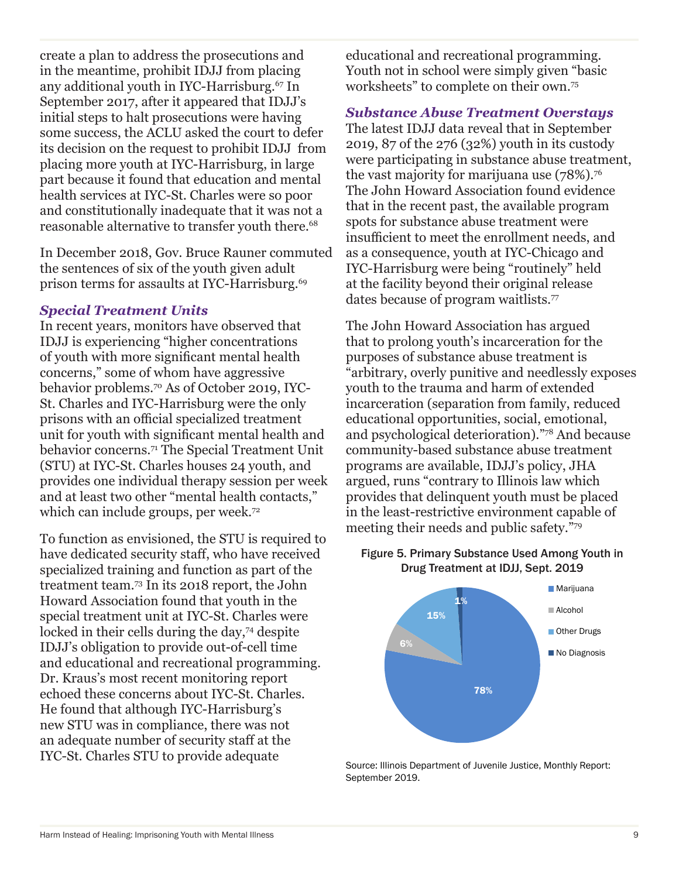create a plan to address the prosecutions and in the meantime, prohibit IDJJ from placing any additional youth in IYC-Harrisburg.[67] In September 2017, after it appeared that IDJJ's initial steps to halt prosecutions were having some success, the ACLU asked the court to defer its decision on the request to prohibit IDJJ from placing more youth at IYC-Harrisburg, in large part because it found that education and mental health services at IYC-St. Charles were so poor and constitutionally inadequate that it was not a reasonable alternative to transfer youth there.[68]

In December 2018, Gov. Bruce Rauner commuted the sentences of six of the youth given adult prison terms for assaults at IYC-Harrisburg.[69]

### *Special Treatment Units*

In recent years, monitors have observed that IDJJ is experiencing "higher concentrations of youth with more significant mental health concerns," some of whom have aggressive behavior problems.[70] As of October 2019, IYC-St. Charles and IYC-Harrisburg were the only prisons with an official specialized treatment unit for youth with significant mental health and behavior concerns.[71] The Special Treatment Unit (STU) at IYC-St. Charles houses 24 youth, and provides one individual therapy session per week and at least two other "mental health contacts," which can include groups, per week.[72]

To function as envisioned, the STU is required to have dedicated security staff, who have received specialized training and function as part of the treatment team.[73] In its 2018 report, the John Howard Association found that youth in the special treatment unit at IYC-St. Charles were locked in their cells during the day,[74] despite IDJJ's obligation to provide out-of-cell time and educational and recreational programming. Dr. Kraus's most recent monitoring report echoed these concerns about IYC-St. Charles. He found that although IYC-Harrisburg's new STU was in compliance, there was not an adequate number of security staff at the IYC-St. Charles STU to provide adequate educational and recreational programming. Youth not in school were simply given "basic worksheets" to complete on their own.[75]

### *Substance Abuse Treatment Overstays*

The latest IDJJ data reveal that in September 2019, 87 of the 276 (32%) youth in its custody were participating in substance abuse treatment, the vast majority for marijuana use (78%).[76] The John Howard Association found evidence that in the recent past, the available program spots for substance abuse treatment were insufficient to meet the enrollment needs, and as a consequence, youth at IYC-Chicago and IYC-Harrisburg were being "routinely" held at the facility beyond their original release dates because of program waitlists.[77]

The John Howard Association has argued that to prolong youth's incarceration for the purposes of substance abuse treatment is "arbitrary, overly punitive and needlessly exposes youth to the trauma and harm of extended incarceration (separation from family, reduced educational opportunities, social, emotional, and psychological deterioration)."[78] And because community-based substance abuse treatment programs are available, IDJJ's policy, JHA argued, runs "contrary to Illinois law which provides that delinquent youth must be placed in the least-restrictive environment capable of meeting their needs and public safety."[79]

**Figure 5. Primary Substance Used Among Youth in Drug Treatment at IDJJ, Sept. 2019**

| Substance | Percent |
|---|---|
| Marijuana | 78% |
| Alcohol | 6% |
| Other Drugs | 15% |
| No Diagnosis | 1% |

Source: Illinois Department of Juvenile Justice, Monthly Report: September 2019.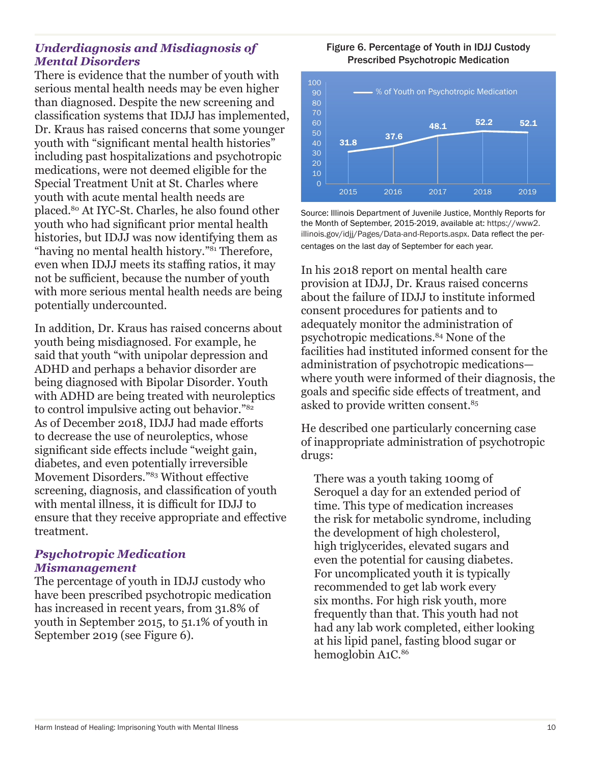### *Underdiagnosis and Misdiagnosis of Mental Disorders*

There is evidence that the number of youth with serious mental health needs may be even higher than diagnosed. Despite the new screening and classification systems that IDJJ has implemented, Dr. Kraus has raised concerns that some younger youth with "significant mental health histories" including past hospitalizations and psychotropic medications, were not deemed eligible for the Special Treatment Unit at St. Charles where youth with acute mental health needs are placed.[80] At IYC-St. Charles, he also found other youth who had significant prior mental health histories, but IDJJ was now identifying them as "having no mental health history."[81] Therefore, even when IDJJ meets its staffing ratios, it may not be sufficient, because the number of youth with more serious mental health needs are being potentially undercounted.

In addition, Dr. Kraus has raised concerns about youth being misdiagnosed. For example, he said that youth "with unipolar depression and ADHD and perhaps a behavior disorder are being diagnosed with Bipolar Disorder. Youth with ADHD are being treated with neuroleptics to control impulsive acting out behavior."[82] As of December 2018, IDJJ had made efforts to decrease the use of neuroleptics, whose significant side effects include "weight gain, diabetes, and even potentially irreversible Movement Disorders."[83] Without effective screening, diagnosis, and classification of youth with mental illness, it is difficult for IDJJ to ensure that they receive appropriate and effective treatment.

### *Psychotropic Medication Mismanagement*

The percentage of youth in IDJJ custody who have been prescribed psychotropic medication has increased in recent years, from 31.8% of youth in September 2015, to 51.1% of youth in September 2019 (see Figure 6).

Figure 6. Percentage of Youth in IDJJ Custody Prescribed Psychotropic Medication

| Year | % of Youth on Psychotropic Medication |
|---|---|
| 2015 | 31.8 |
| 2016 | 37.6 |
| 2017 | 48.1 |
| 2018 | 52.2 |
| 2019 | 52.1 |

Source: Illinois Department of Juvenile Justice, Monthly Reports for the Month of September, 2015-2019, available at: https://www2.illinois.gov/idjj/Pages/Data-and-Reports.aspx. Data reflect the percentages on the last day of September for each year.

In his 2018 report on mental health care provision at IDJJ, Dr. Kraus raised concerns about the failure of IDJJ to institute informed consent procedures for patients and to adequately monitor the administration of psychotropic medications.[84] None of the facilities had instituted informed consent for the administration of psychotropic medications—where youth were informed of their diagnosis, the goals and specific side effects of treatment, and asked to provide written consent.[85]

He described one particularly concerning case of inappropriate administration of psychotropic drugs:

> There was a youth taking 100mg of Seroquel a day for an extended period of time. This type of medication increases the risk for metabolic syndrome, including the development of high cholesterol, high triglycerides, elevated sugars and even the potential for causing diabetes. For uncomplicated youth it is typically recommended to get lab work every six months. For high risk youth, more frequently than that. This youth had not had any lab work completed, either looking at his lipid panel, fasting blood sugar or hemoglobin A1C.[86]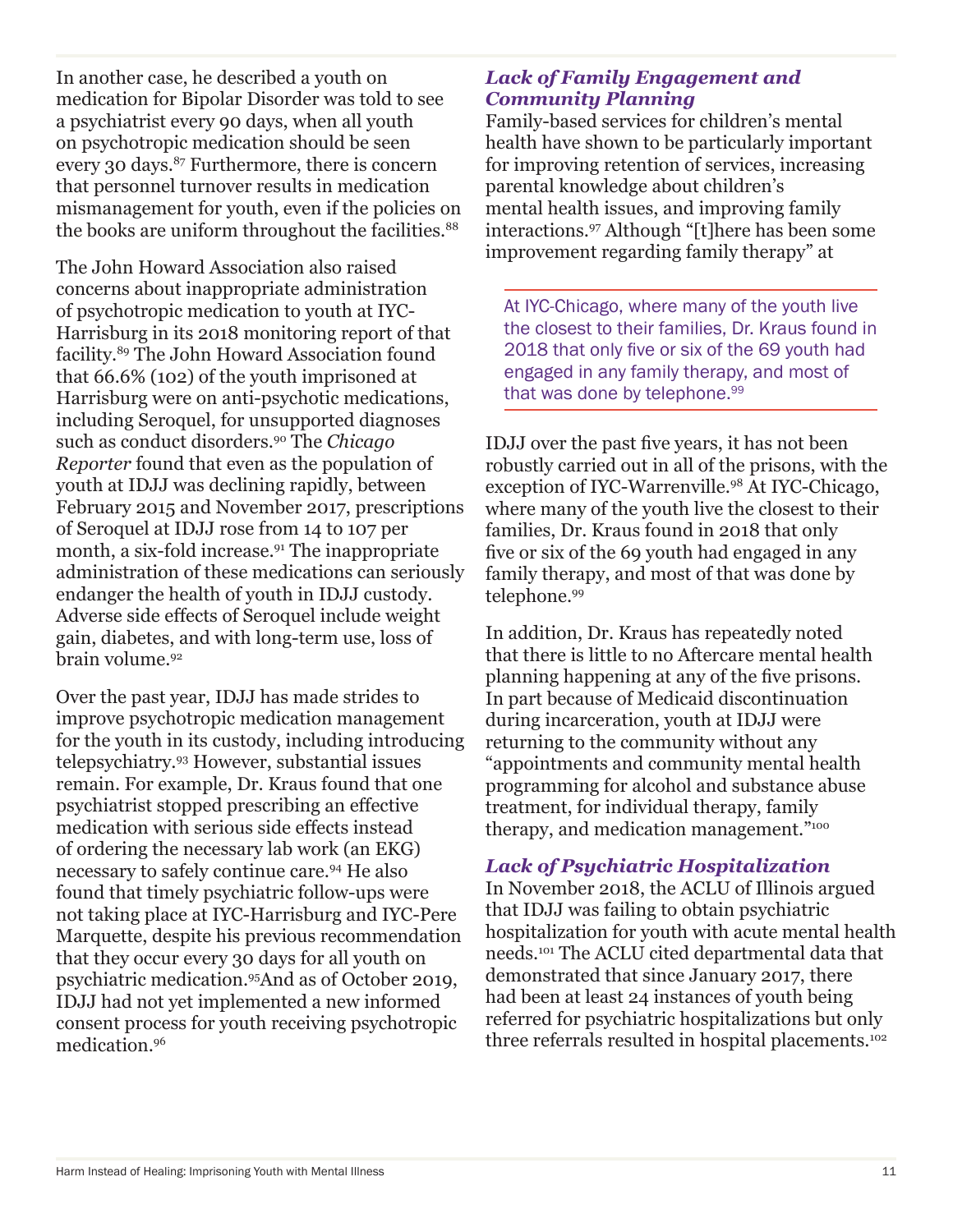In another case, he described a youth on medication for Bipolar Disorder was told to see a psychiatrist every 90 days, when all youth on psychotropic medication should be seen every 30 days.[87] Furthermore, there is concern that personnel turnover results in medication mismanagement for youth, even if the policies on the books are uniform throughout the facilities.[88]

The John Howard Association also raised concerns about inappropriate administration of psychotropic medication to youth at IYC-Harrisburg in its 2018 monitoring report of that facility.[89] The John Howard Association found that 66.6% (102) of the youth imprisoned at Harrisburg were on anti-psychotic medications, including Seroquel, for unsupported diagnoses such as conduct disorders.[90] The *Chicago Reporter* found that even as the population of youth at IDJJ was declining rapidly, between February 2015 and November 2017, prescriptions of Seroquel at IDJJ rose from 14 to 107 per month, a six-fold increase.[91] The inappropriate administration of these medications can seriously endanger the health of youth in IDJJ custody. Adverse side effects of Seroquel include weight gain, diabetes, and with long-term use, loss of brain volume.[92]

Over the past year, IDJJ has made strides to improve psychotropic medication management for the youth in its custody, including introducing telepsychiatry.[93] However, substantial issues remain. For example, Dr. Kraus found that one psychiatrist stopped prescribing an effective medication with serious side effects instead of ordering the necessary lab work (an EKG) necessary to safely continue care.[94] He also found that timely psychiatric follow-ups were not taking place at IYC-Harrisburg and IYC-Pere Marquette, despite his previous recommendation that they occur every 30 days for all youth on psychiatric medication.[95] And as of October 2019, IDJJ had not yet implemented a new informed consent process for youth receiving psychotropic medication.[96]

### *Lack of Family Engagement and Community Planning*

Family-based services for children's mental health have shown to be particularly important for improving retention of services, increasing parental knowledge about children's mental health issues, and improving family interactions.[97] Although "[t]here has been some improvement regarding family therapy" at IDJJ over the past five years, it has not been robustly carried out in all of the prisons, with the exception of IYC-Warrenville.[98] At IYC-Chicago, where many of the youth live the closest to their families, Dr. Kraus found in 2018 that only five or six of the 69 youth had engaged in any family therapy, and most of that was done by telephone.[99]

> At IYC-Chicago, where many of the youth live the closest to their families, Dr. Kraus found in 2018 that only five or six of the 69 youth had engaged in any family therapy, and most of that was done by telephone.[99]

In addition, Dr. Kraus has repeatedly noted that there is little to no Aftercare mental health planning happening at any of the five prisons. In part because of Medicaid discontinuation during incarceration, youth at IDJJ were returning to the community without any "appointments and community mental health programming for alcohol and substance abuse treatment, for individual therapy, family therapy, and medication management."[100]

### *Lack of Psychiatric Hospitalization*

In November 2018, the ACLU of Illinois argued that IDJJ was failing to obtain psychiatric hospitalization for youth with acute mental health needs.[101] The ACLU cited departmental data that demonstrated that since January 2017, there had been at least 24 instances of youth being referred for psychiatric hospitalizations but only three referrals resulted in hospital placements.[102]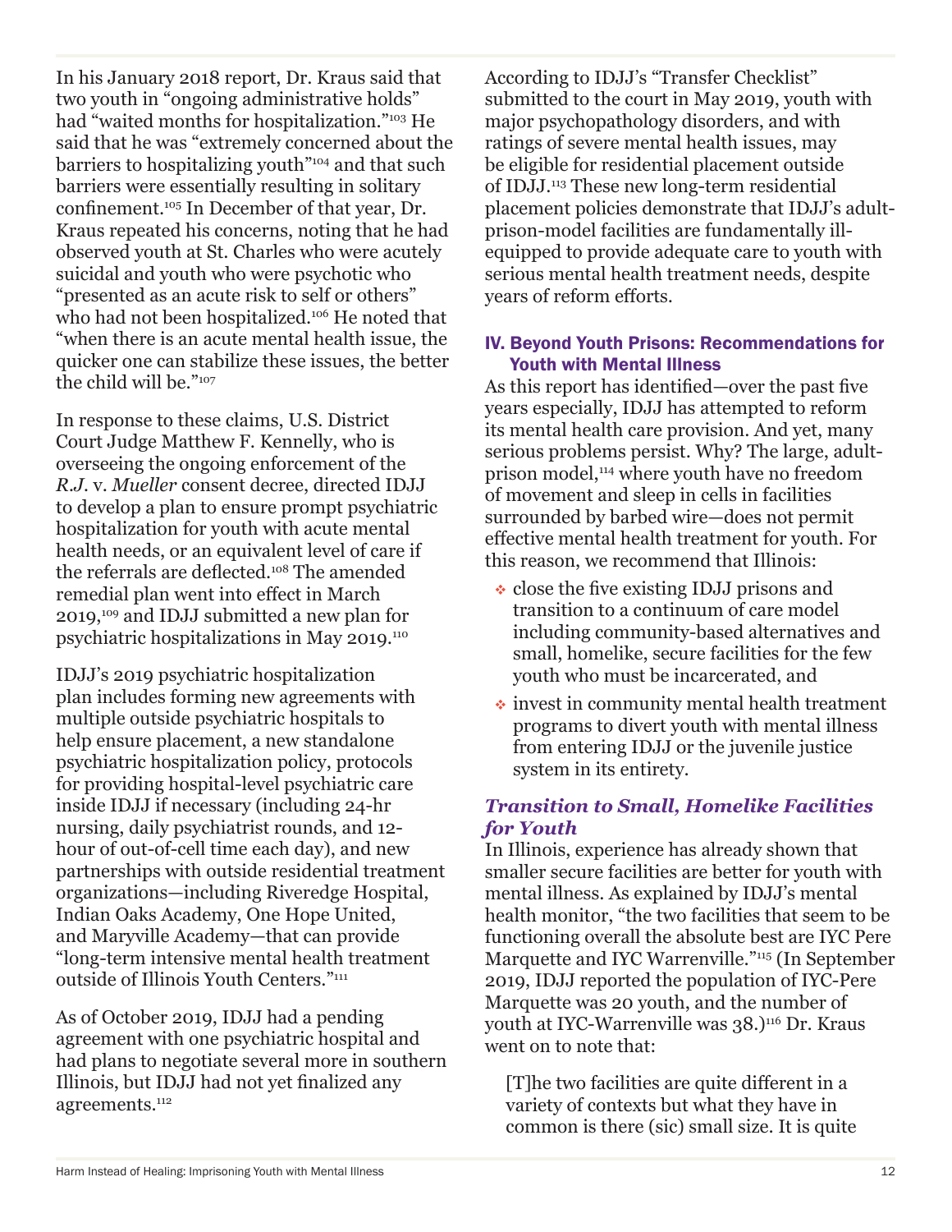In his January 2018 report, Dr. Kraus said that two youth in "ongoing administrative holds" had "waited months for hospitalization."[103] He said that he was "extremely concerned about the barriers to hospitalizing youth"[104] and that such barriers were essentially resulting in solitary confinement.[105] In December of that year, Dr. Kraus repeated his concerns, noting that he had observed youth at St. Charles who were acutely suicidal and youth who were psychotic who "presented as an acute risk to self or others" who had not been hospitalized.[106] He noted that "when there is an acute mental health issue, the quicker one can stabilize these issues, the better the child will be."[107]

In response to these claims, U.S. District Court Judge Matthew F. Kennelly, who is overseeing the ongoing enforcement of the *R.J.* v. *Mueller* consent decree, directed IDJJ to develop a plan to ensure prompt psychiatric hospitalization for youth with acute mental health needs, or an equivalent level of care if the referrals are deflected.[108] The amended remedial plan went into effect in March 2019,[109] and IDJJ submitted a new plan for psychiatric hospitalizations in May 2019.[110]

IDJJ's 2019 psychiatric hospitalization plan includes forming new agreements with multiple outside psychiatric hospitals to help ensure placement, a new standalone psychiatric hospitalization policy, protocols for providing hospital-level psychiatric care inside IDJJ if necessary (including 24-hr nursing, daily psychiatrist rounds, and 12-hour of out-of-cell time each day), and new partnerships with outside residential treatment organizations—including Riveredge Hospital, Indian Oaks Academy, One Hope United, and Maryville Academy—that can provide "long-term intensive mental health treatment outside of Illinois Youth Centers."[111]

As of October 2019, IDJJ had a pending agreement with one psychiatric hospital and had plans to negotiate several more in southern Illinois, but IDJJ had not yet finalized any agreements.[112]

According to IDJJ's "Transfer Checklist" submitted to the court in May 2019, youth with major psychopathology disorders, and with ratings of severe mental health issues, may be eligible for residential placement outside of IDJJ.[113] These new long-term residential placement policies demonstrate that IDJJ's adult-prison-model facilities are fundamentally ill-equipped to provide adequate care to youth with serious mental health treatment needs, despite years of reform efforts.

## IV. Beyond Youth Prisons: Recommendations for Youth with Mental Illness

As this report has identified—over the past five years especially, IDJJ has attempted to reform its mental health care provision. And yet, many serious problems persist. Why? The large, adult-prison model,[114] where youth have no freedom of movement and sleep in cells in facilities surrounded by barbed wire—does not permit effective mental health treatment for youth. For this reason, we recommend that Illinois:

- close the five existing IDJJ prisons and transition to a continuum of care model including community-based alternatives and small, homelike, secure facilities for the few youth who must be incarcerated, and
- invest in community mental health treatment programs to divert youth with mental illness from entering IDJJ or the juvenile justice system in its entirety.

### *Transition to Small, Homelike Facilities for Youth*

In Illinois, experience has already shown that smaller secure facilities are better for youth with mental illness. As explained by IDJJ's mental health monitor, "the two facilities that seem to be functioning overall the absolute best are IYC Pere Marquette and IYC Warrenville."[115] (In September 2019, IDJJ reported the population of IYC-Pere Marquette was 20 youth, and the number of youth at IYC-Warrenville was 38.)[116] Dr. Kraus went on to note that:

> [T]he two facilities are quite different in a variety of contexts but what they have in common is there (sic) small size. It is quite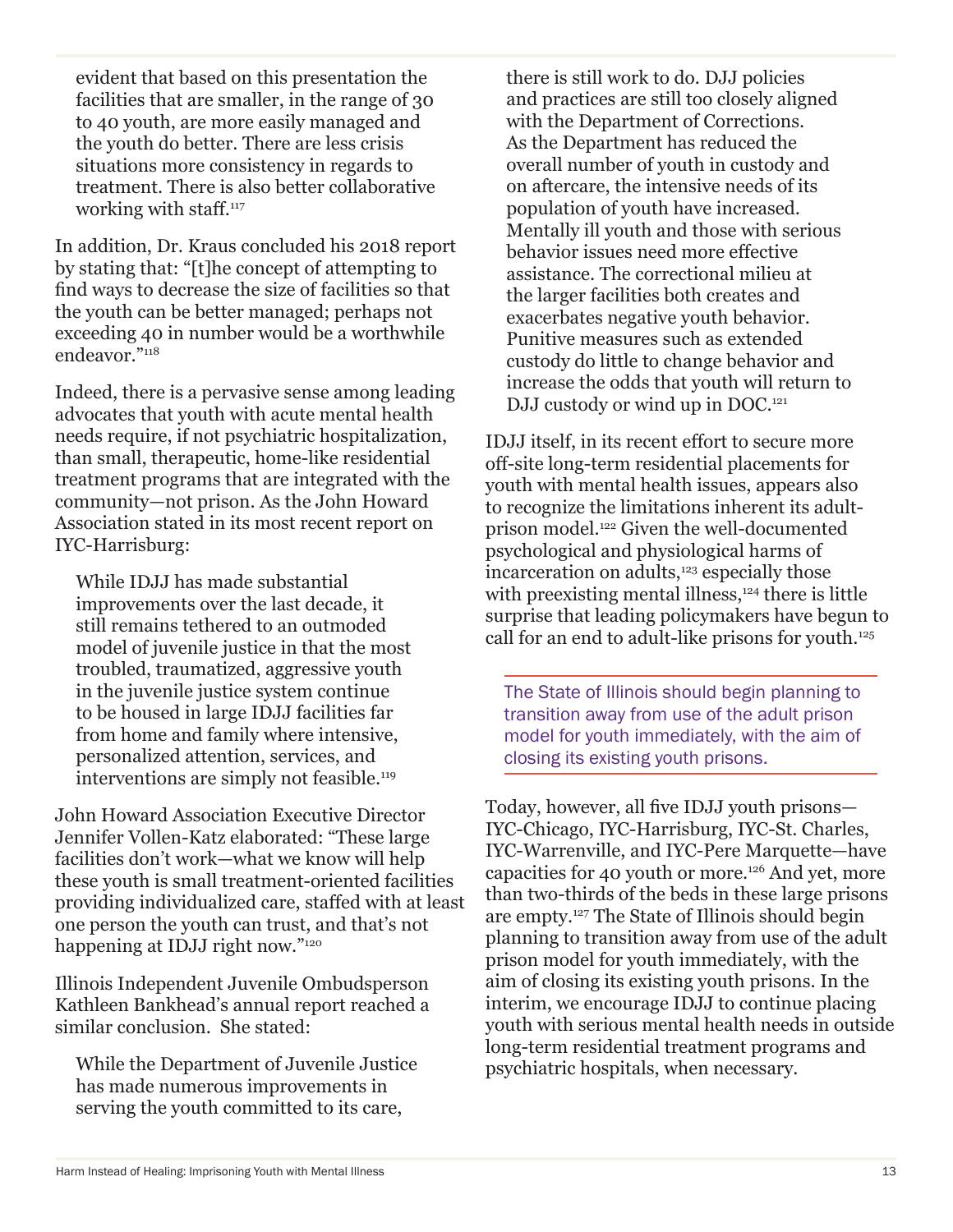> evident that based on this presentation the facilities that are smaller, in the range of 30 to 40 youth, are more easily managed and the youth do better. There are less crisis situations more consistency in regards to treatment. There is also better collaborative working with staff.[117]

In addition, Dr. Kraus concluded his 2018 report by stating that: "[t]he concept of attempting to find ways to decrease the size of facilities so that the youth can be better managed; perhaps not exceeding 40 in number would be a worthwhile endeavor."[118]

Indeed, there is a pervasive sense among leading advocates that youth with acute mental health needs require, if not psychiatric hospitalization, than small, therapeutic, home-like residential treatment programs that are integrated with the community—not prison. As the John Howard Association stated in its most recent report on IYC-Harrisburg:

> While IDJJ has made substantial improvements over the last decade, it still remains tethered to an outmoded model of juvenile justice in that the most troubled, traumatized, aggressive youth in the juvenile justice system continue to be housed in large IDJJ facilities far from home and family where intensive, personalized attention, services, and interventions are simply not feasible.[119]

John Howard Association Executive Director Jennifer Vollen-Katz elaborated: "These large facilities don't work—what we know will help these youth is small treatment-oriented facilities providing individualized care, staffed with at least one person the youth can trust, and that's not happening at IDJJ right now."[120]

Illinois Independent Juvenile Ombudsperson Kathleen Bankhead's annual report reached a similar conclusion. She stated:

> While the Department of Juvenile Justice has made numerous improvements in serving the youth committed to its care, there is still work to do. DJJ policies and practices are still too closely aligned with the Department of Corrections. As the Department has reduced the overall number of youth in custody and on aftercare, the intensive needs of its population of youth have increased. Mentally ill youth and those with serious behavior issues need more effective assistance. The correctional milieu at the larger facilities both creates and exacerbates negative youth behavior. Punitive measures such as extended custody do little to change behavior and increase the odds that youth will return to DJJ custody or wind up in DOC.[121]

IDJJ itself, in its recent effort to secure more off-site long-term residential placements for youth with mental health issues, appears also to recognize the limitations inherent its adult-prison model.[122] Given the well-documented psychological and physiological harms of incarceration on adults,[123] especially those with preexisting mental illness,[124] there is little surprise that leading policymakers have begun to call for an end to adult-like prisons for youth.[125]

> The State of Illinois should begin planning to transition away from use of the adult prison model for youth immediately, with the aim of closing its existing youth prisons.

Today, however, all five IDJJ youth prisons—IYC-Chicago, IYC-Harrisburg, IYC-St. Charles, IYC-Warrenville, and IYC-Pere Marquette—have capacities for 40 youth or more.[126] And yet, more than two-thirds of the beds in these large prisons are empty.[127] The State of Illinois should begin planning to transition away from use of the adult prison model for youth immediately, with the aim of closing its existing youth prisons. In the interim, we encourage IDJJ to continue placing youth with serious mental health needs in outside long-term residential treatment programs and psychiatric hospitals, when necessary.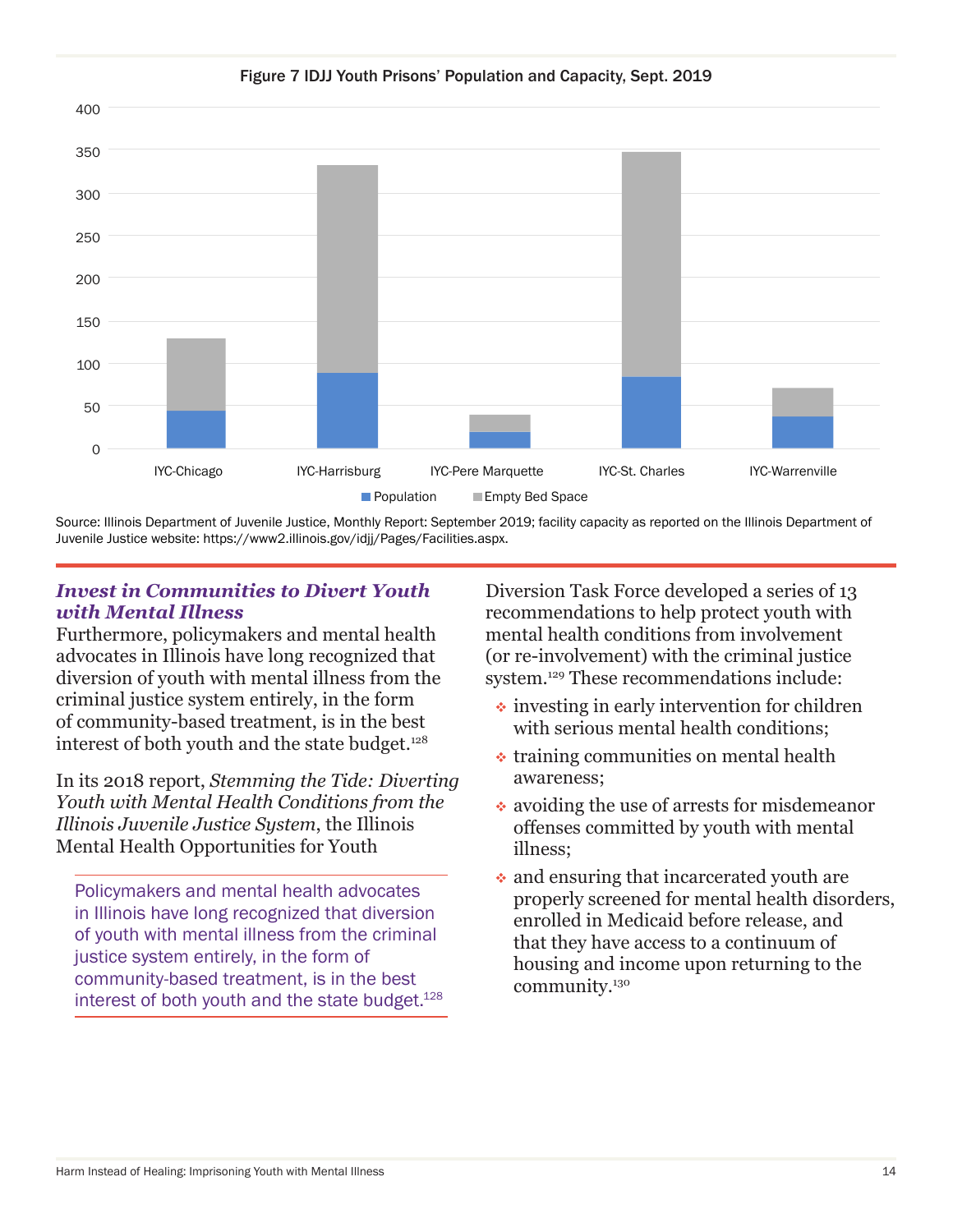Figure 7 IDJJ Youth Prisons' Population and Capacity, Sept. 2019

Source: Illinois Department of Juvenile Justice, Monthly Report: September 2019; facility capacity as reported on the Illinois Department of Juvenile Justice website: https://www2.illinois.gov/idjj/Pages/Facilities.aspx.

### *Invest in Communities to Divert Youth with Mental Illness*

Furthermore, policymakers and mental health advocates in Illinois have long recognized that diversion of youth with mental illness from the criminal justice system entirely, in the form of community-based treatment, is in the best interest of both youth and the state budget.[128]

In its 2018 report, *Stemming the Tide: Diverting Youth with Mental Health Conditions from the Illinois Juvenile Justice System*, the Illinois Mental Health Opportunities for Youth Diversion Task Force developed a series of 13 recommendations to help protect youth with mental health conditions from involvement (or re-involvement) with the criminal justice system.[129] These recommendations include:

- investing in early intervention for children with serious mental health conditions;
- training communities on mental health awareness;
- avoiding the use of arrests for misdemeanor offenses committed by youth with mental illness;
- and ensuring that incarcerated youth are properly screened for mental health disorders, enrolled in Medicaid before release, and that they have access to a continuum of housing and income upon returning to the community.[130]

> Policymakers and mental health advocates in Illinois have long recognized that diversion of youth with mental illness from the criminal justice system entirely, in the form of community-based treatment, is in the best interest of both youth and the state budget.[128]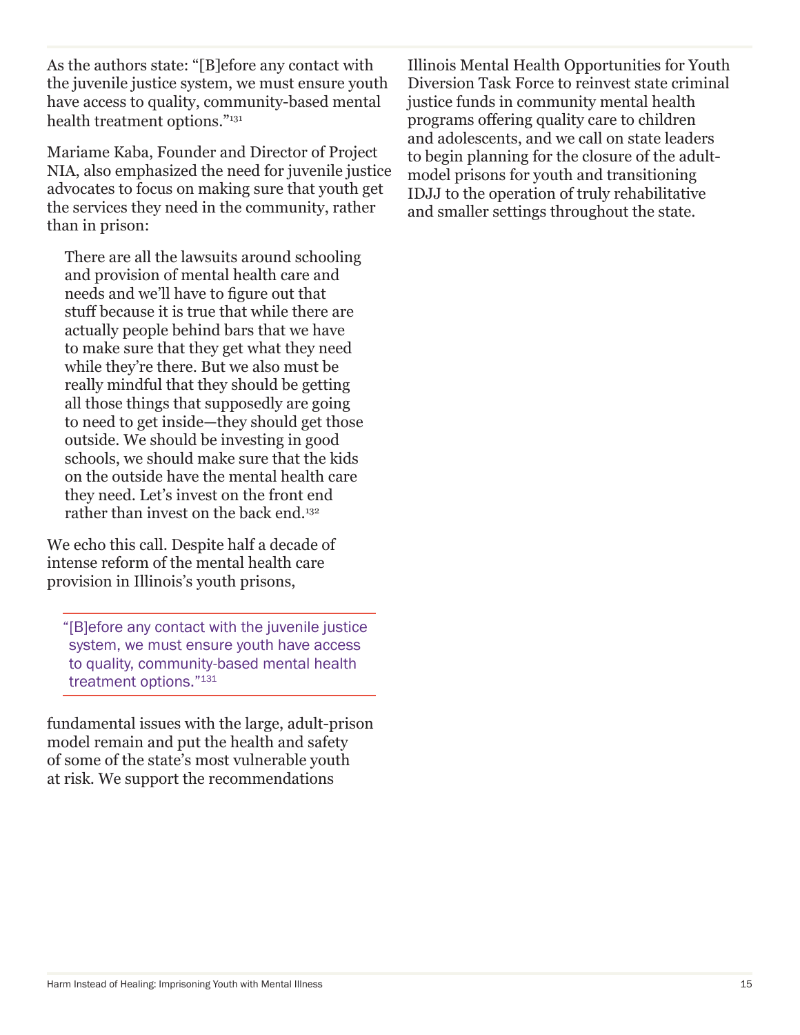As the authors state: "[B]efore any contact with the juvenile justice system, we must ensure youth have access to quality, community-based mental health treatment options."[131]

Mariame Kaba, Founder and Director of Project NIA, also emphasized the need for juvenile justice advocates to focus on making sure that youth get the services they need in the community, rather than in prison:

> There are all the lawsuits around schooling and provision of mental health care and needs and we'll have to figure out that stuff because it is true that while there are actually people behind bars that we have to make sure that they get what they need while they're there. But we also must be really mindful that they should be getting all those things that supposedly are going to need to get inside—they should get those outside. We should be investing in good schools, we should make sure that the kids on the outside have the mental health care they need. Let's invest on the front end rather than invest on the back end.[132]

We echo this call. Despite half a decade of intense reform of the mental health care provision in Illinois's youth prisons, fundamental issues with the large, adult-prison model remain and put the health and safety of some of the state's most vulnerable youth at risk. We support the recommendations Illinois Mental Health Opportunities for Youth Diversion Task Force to reinvest state criminal justice funds in community mental health programs offering quality care to children and adolescents, and we call on state leaders to begin planning for the closure of the adult-model prisons for youth and transitioning IDJJ to the operation of truly rehabilitative and smaller settings throughout the state.

> "[B]efore any contact with the juvenile justice system, we must ensure youth have access to quality, community-based mental health treatment options."[131]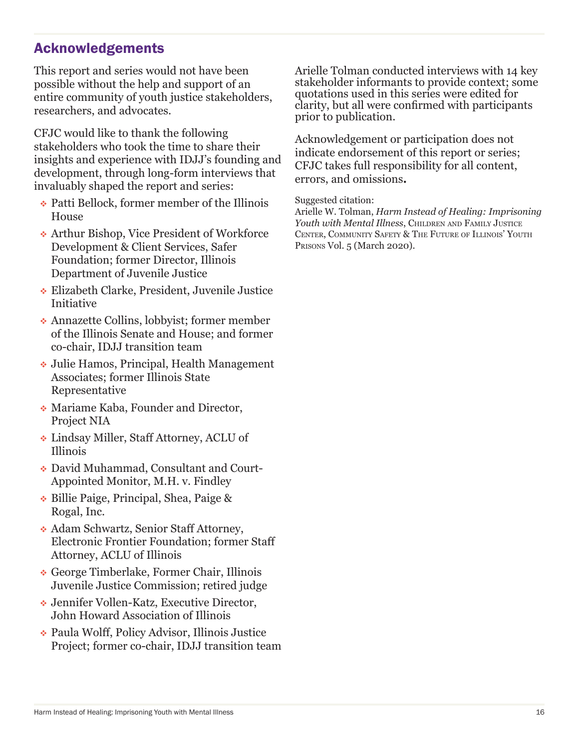## Acknowledgements

This report and series would not have been possible without the help and support of an entire community of youth justice stakeholders, researchers, and advocates.

CFJC would like to thank the following stakeholders who took the time to share their insights and experience with IDJJ's founding and development, through long-form interviews that invaluably shaped the report and series:

- Patti Bellock, former member of the Illinois House
- Arthur Bishop, Vice President of Workforce Development & Client Services, Safer Foundation; former Director, Illinois Department of Juvenile Justice
- Elizabeth Clarke, President, Juvenile Justice Initiative
- Annazette Collins, lobbyist; former member of the Illinois Senate and House; and former co-chair, IDJJ transition team
- Julie Hamos, Principal, Health Management Associates; former Illinois State Representative
- Mariame Kaba, Founder and Director, Project NIA
- Lindsay Miller, Staff Attorney, ACLU of Illinois
- David Muhammad, Consultant and Court-Appointed Monitor, M.H. v. Findley
- Billie Paige, Principal, Shea, Paige & Rogal, Inc.
- Adam Schwartz, Senior Staff Attorney, Electronic Frontier Foundation; former Staff Attorney, ACLU of Illinois
- George Timberlake, Former Chair, Illinois Juvenile Justice Commission; retired judge
- Jennifer Vollen-Katz, Executive Director, John Howard Association of Illinois
- Paula Wolff, Policy Advisor, Illinois Justice Project; former co-chair, IDJJ transition team

Arielle Tolman conducted interviews with 14 key stakeholder informants to provide context; some quotations used in this series were edited for clarity, but all were confirmed with participants prior to publication.

Acknowledgement or participation does not indicate endorsement of this report or series; CFJC takes full responsibility for all content, errors, and omissions**.**

Suggested citation:
Arielle W. Tolman, *Harm Instead of Healing: Imprisoning Youth with Mental Illness*, Children and Family Justice Center, Community Safety & The Future of Illinois' Youth Prisons Vol. 5 (March 2020).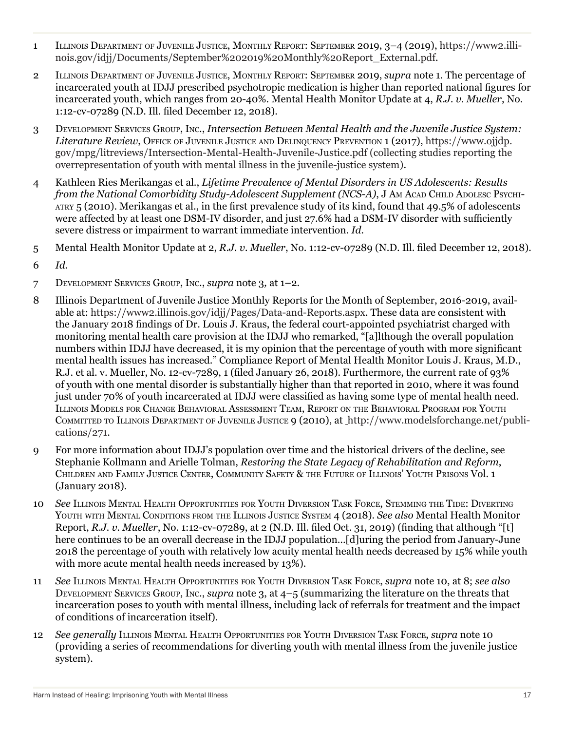1 Illinois Department of Juvenile Justice, Monthly Report: September 2019, 3–4 (2019), https://www2.illinois.gov/idjj/Documents/September%202019%20Monthly%20Report_External.pdf.

2 Illinois Department of Juvenile Justice, Monthly Report: September 2019, *supra* note 1. The percentage of incarcerated youth at IDJJ prescribed psychotropic medication is higher than reported national figures for incarcerated youth, which ranges from 20-40%. Mental Health Monitor Update at 4, *R.J. v. Mueller*, No. 1:12-cv-07289 (N.D. Ill. filed December 12, 2018).

3 Development Services Group, Inc., *Intersection Between Mental Health and the Juvenile Justice System: Literature Review*, Office of Juvenile Justice and Delinquency Prevention 1 (2017), https://www.ojjdp.gov/mpg/litreviews/Intersection-Mental-Health-Juvenile-Justice.pdf (collecting studies reporting the overrepresentation of youth with mental illness in the juvenile-justice system).

4 Kathleen Ries Merikangas et al., *Lifetime Prevalence of Mental Disorders in US Adolescents: Results from the National Comorbidity Study-Adolescent Supplement (NCS-A)*, J Am Acad Child Adolesc Psychiatry 5 (2010). Merikangas et al., in the first prevalence study of its kind, found that 49.5% of adolescents were affected by at least one DSM-IV disorder, and just 27.6% had a DSM-IV disorder with sufficiently severe distress or impairment to warrant immediate intervention. *Id.*

5 Mental Health Monitor Update at 2, *R.J. v. Mueller*, No. 1:12-cv-07289 (N.D. Ill. filed December 12, 2018).

6 *Id.*

7 Development Services Group, Inc., *supra* note 3, at 1–2.

8 Illinois Department of Juvenile Justice Monthly Reports for the Month of September, 2016-2019, available at: https://www2.illinois.gov/idjj/Pages/Data-and-Reports.aspx. These data are consistent with the January 2018 findings of Dr. Louis J. Kraus, the federal court-appointed psychiatrist charged with monitoring mental health care provision at the IDJJ who remarked, "[a]lthough the overall population numbers within IDJJ have decreased, it is my opinion that the percentage of youth with more significant mental health issues has increased." Compliance Report of Mental Health Monitor Louis J. Kraus, M.D., R.J. et al. v. Mueller, No. 12-cv-7289, 1 (filed January 26, 2018). Furthermore, the current rate of 93% of youth with one mental disorder is substantially higher than that reported in 2010, where it was found just under 70% of youth incarcerated at IDJJ were classified as having some type of mental health need. Illinois Models for Change Behavioral Assessment Team, Report on the Behavioral Program for Youth Committed to Illinois Department of Juvenile Justice 9 (2010), at http://www.modelsforchange.net/publications/271.

9 For more information about IDJJ's population over time and the historical drivers of the decline, see Stephanie Kollmann and Arielle Tolman, *Restoring the State Legacy of Rehabilitation and Reform*, Children and Family Justice Center, Community Safety & the Future of Illinois' Youth Prisons Vol. 1 (January 2018).

10 *See* Illinois Mental Health Opportunities for Youth Diversion Task Force, Stemming the Tide: Diverting Youth with Mental Conditions from the Illinois Justice System 4 (2018). *See also* Mental Health Monitor Report, *R.J. v. Mueller*, No. 1:12-cv-07289, at 2 (N.D. Ill. filed Oct. 31, 2019) (finding that although "[t]here continues to be an overall decrease in the IDJJ population...[d]uring the period from January-June 2018 the percentage of youth with relatively low acuity mental health needs decreased by 15% while youth with more acute mental health needs increased by 13%).

11 *See* Illinois Mental Health Opportunities for Youth Diversion Task Force, *supra* note 10, at 8; *see also* Development Services Group, Inc., *supra* note 3, at 4–5 (summarizing the literature on the threats that incarceration poses to youth with mental illness, including lack of referrals for treatment and the impact of conditions of incarceration itself).

12 *See generally* Illinois Mental Health Opportunities for Youth Diversion Task Force, *supra* note 10 (providing a series of recommendations for diverting youth with mental illness from the juvenile justice system).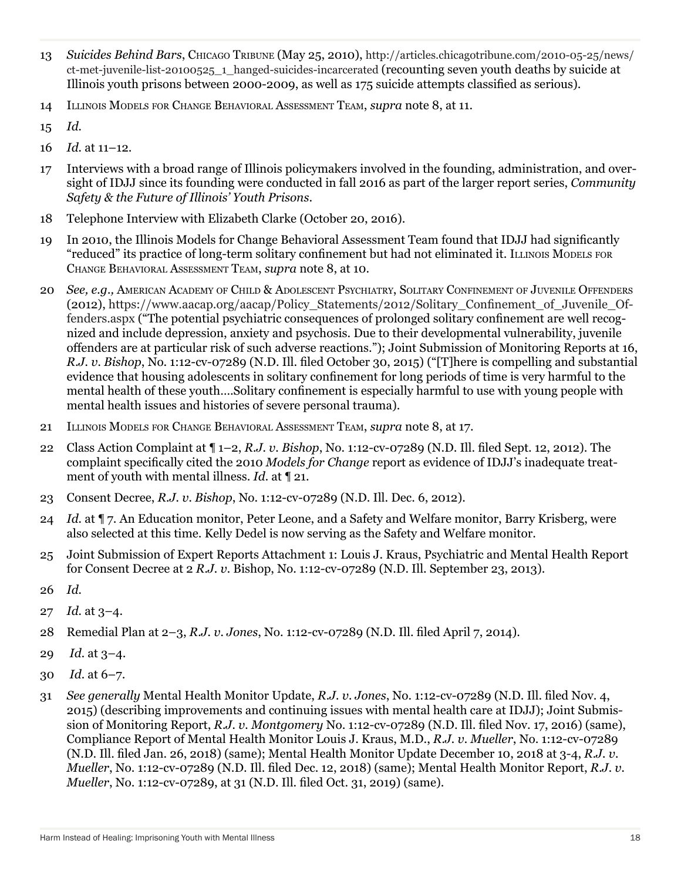13 *Suicides Behind Bars*, Chicago Tribune (May 25, 2010), http://articles.chicagotribune.com/2010-05-25/news/ct-met-juvenile-list-20100525_1_hanged-suicides-incarcerated (recounting seven youth deaths by suicide at Illinois youth prisons between 2000-2009, as well as 175 suicide attempts classified as serious).

14 Illinois Models for Change Behavioral Assessment Team, *supra* note 8, at 11.

15 *Id.*

16 *Id.* at 11–12.

17 Interviews with a broad range of Illinois policymakers involved in the founding, administration, and oversight of IDJJ since its founding were conducted in fall 2016 as part of the larger report series, *Community Safety & the Future of Illinois' Youth Prisons*.

18 Telephone Interview with Elizabeth Clarke (October 20, 2016).

19 In 2010, the Illinois Models for Change Behavioral Assessment Team found that IDJJ had significantly "reduced" its practice of long-term solitary confinement but had not eliminated it. Illinois Models for Change Behavioral Assessment Team, *supra* note 8, at 10.

20 *See, e.g.,* American Academy of Child & Adolescent Psychiatry, Solitary Confinement of Juvenile Offenders (2012), https://www.aacap.org/aacap/Policy_Statements/2012/Solitary_Confinement_of_Juvenile_Offenders.aspx ("The potential psychiatric consequences of prolonged solitary confinement are well recognized and include depression, anxiety and psychosis. Due to their developmental vulnerability, juvenile offenders are at particular risk of such adverse reactions."); Joint Submission of Monitoring Reports at 16, *R.J. v. Bishop*, No. 1:12-cv-07289 (N.D. Ill. filed October 30, 2015) ("[T]here is compelling and substantial evidence that housing adolescents in solitary confinement for long periods of time is very harmful to the mental health of these youth….Solitary confinement is especially harmful to use with young people with mental health issues and histories of severe personal trauma).

21 Illinois Models for Change Behavioral Assessment Team, *supra* note 8, at 17.

22 Class Action Complaint at ¶ 1–2, *R.J. v. Bishop*, No. 1:12-cv-07289 (N.D. Ill. filed Sept. 12, 2012). The complaint specifically cited the 2010 *Models for Change* report as evidence of IDJJ's inadequate treatment of youth with mental illness. *Id.* at ¶ 21.

23 Consent Decree, *R.J. v. Bishop*, No. 1:12-cv-07289 (N.D. Ill. Dec. 6, 2012).

24 *Id.* at ¶ 7. An Education monitor, Peter Leone, and a Safety and Welfare monitor, Barry Krisberg, were also selected at this time. Kelly Dedel is now serving as the Safety and Welfare monitor.

25 Joint Submission of Expert Reports Attachment 1: Louis J. Kraus, Psychiatric and Mental Health Report for Consent Decree at 2 *R.J. v.* Bishop, No. 1:12-cv-07289 (N.D. Ill. September 23, 2013).

26 *Id.*

27 *Id.* at 3–4.

28 Remedial Plan at 2–3, *R.J. v. Jones*, No. 1:12-cv-07289 (N.D. Ill. filed April 7, 2014).

29 *Id.* at 3–4.

30 *Id.* at 6–7.

31 *See generally* Mental Health Monitor Update, *R.J. v. Jones*, No. 1:12-cv-07289 (N.D. Ill. filed Nov. 4, 2015) (describing improvements and continuing issues with mental health care at IDJJ); Joint Submission of Monitoring Report, *R.J. v. Montgomery* No. 1:12-cv-07289 (N.D. Ill. filed Nov. 17, 2016) (same), Compliance Report of Mental Health Monitor Louis J. Kraus, M.D., *R.J. v. Mueller*, No. 1:12-cv-07289 (N.D. Ill. filed Jan. 26, 2018) (same); Mental Health Monitor Update December 10, 2018 at 3-4, *R.J. v. Mueller*, No. 1:12-cv-07289 (N.D. Ill. filed Dec. 12, 2018) (same); Mental Health Monitor Report, *R.J. v. Mueller*, No. 1:12-cv-07289, at 31 (N.D. Ill. filed Oct. 31, 2019) (same).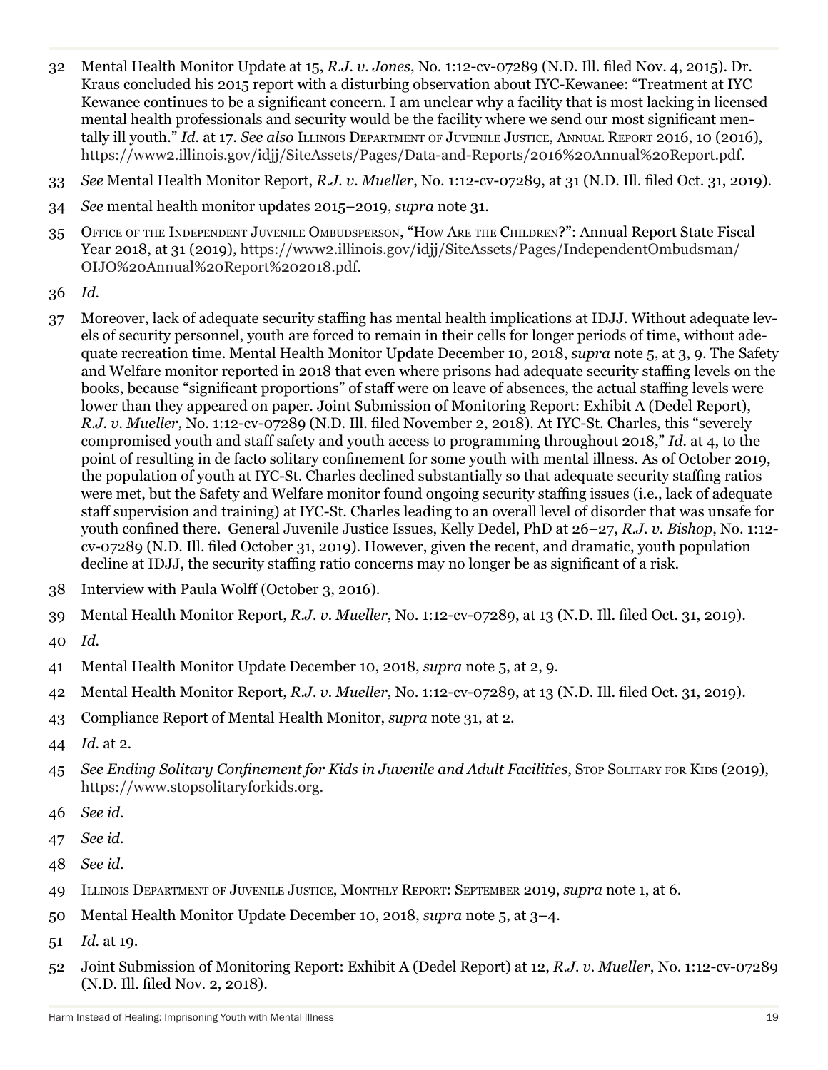32 Mental Health Monitor Update at 15, *R.J. v. Jones*, No. 1:12-cv-07289 (N.D. Ill. filed Nov. 4, 2015). Dr. Kraus concluded his 2015 report with a disturbing observation about IYC-Kewanee: "Treatment at IYC Kewanee continues to be a significant concern. I am unclear why a facility that is most lacking in licensed mental health professionals and security would be the facility where we send our most significant mentally ill youth." *Id.* at 17. *See also* Illinois Department of Juvenile Justice, Annual Report 2016, 10 (2016), https://www2.illinois.gov/idjj/SiteAssets/Pages/Data-and-Reports/2016%20Annual%20Report.pdf.

33 *See* Mental Health Monitor Report, *R.J. v. Mueller*, No. 1:12-cv-07289, at 31 (N.D. Ill. filed Oct. 31, 2019).

34 *See* mental health monitor updates 2015–2019, *supra* note 31.

35 Office of the Independent Juvenile Ombudsperson, "How Are the Children?": Annual Report State Fiscal Year 2018, at 31 (2019), https://www2.illinois.gov/idjj/SiteAssets/Pages/IndependentOmbudsman/OIJO%20Annual%20Report%202018.pdf.

36 *Id.*

37 Moreover, lack of adequate security staffing has mental health implications at IDJJ. Without adequate levels of security personnel, youth are forced to remain in their cells for longer periods of time, without adequate recreation time. Mental Health Monitor Update December 10, 2018, *supra* note 5, at 3, 9. The Safety and Welfare monitor reported in 2018 that even where prisons had adequate security staffing levels on the books, because "significant proportions" of staff were on leave of absences, the actual staffing levels were lower than they appeared on paper. Joint Submission of Monitoring Report: Exhibit A (Dedel Report), *R.J. v. Mueller*, No. 1:12-cv-07289 (N.D. Ill. filed November 2, 2018). At IYC-St. Charles, this "severely compromised youth and staff safety and youth access to programming throughout 2018," *Id.* at 4, to the point of resulting in de facto solitary confinement for some youth with mental illness. As of October 2019, the population of youth at IYC-St. Charles declined substantially so that adequate security staffing ratios were met, but the Safety and Welfare monitor found ongoing security staffing issues (i.e., lack of adequate staff supervision and training) at IYC-St. Charles leading to an overall level of disorder that was unsafe for youth confined there. General Juvenile Justice Issues, Kelly Dedel, PhD at 26–27, *R.J. v. Bishop*, No. 1:12-cv-07289 (N.D. Ill. filed October 31, 2019). However, given the recent, and dramatic, youth population decline at IDJJ, the security staffing ratio concerns may no longer be as significant of a risk.

38 Interview with Paula Wolff (October 3, 2016).

39 Mental Health Monitor Report, *R.J. v. Mueller*, No. 1:12-cv-07289, at 13 (N.D. Ill. filed Oct. 31, 2019).

40 *Id.*

41 Mental Health Monitor Update December 10, 2018, *supra* note 5, at 2, 9.

42 Mental Health Monitor Report, *R.J. v. Mueller*, No. 1:12-cv-07289, at 13 (N.D. Ill. filed Oct. 31, 2019).

43 Compliance Report of Mental Health Monitor, *supra* note 31, at 2.

44 *Id.* at 2.

45 *See Ending Solitary Confinement for Kids in Juvenile and Adult Facilities*, Stop Solitary for Kids (2019), https://www.stopsolitaryforkids.org.

46 *See id.*

47 *See id.*

48 *See id.*

49 Illinois Department of Juvenile Justice, Monthly Report: September 2019, *supra* note 1, at 6.

50 Mental Health Monitor Update December 10, 2018, *supra* note 5, at 3–4.

51 *Id.* at 19.

52 Joint Submission of Monitoring Report: Exhibit A (Dedel Report) at 12, *R.J. v. Mueller*, No. 1:12-cv-07289 (N.D. Ill. filed Nov. 2, 2018).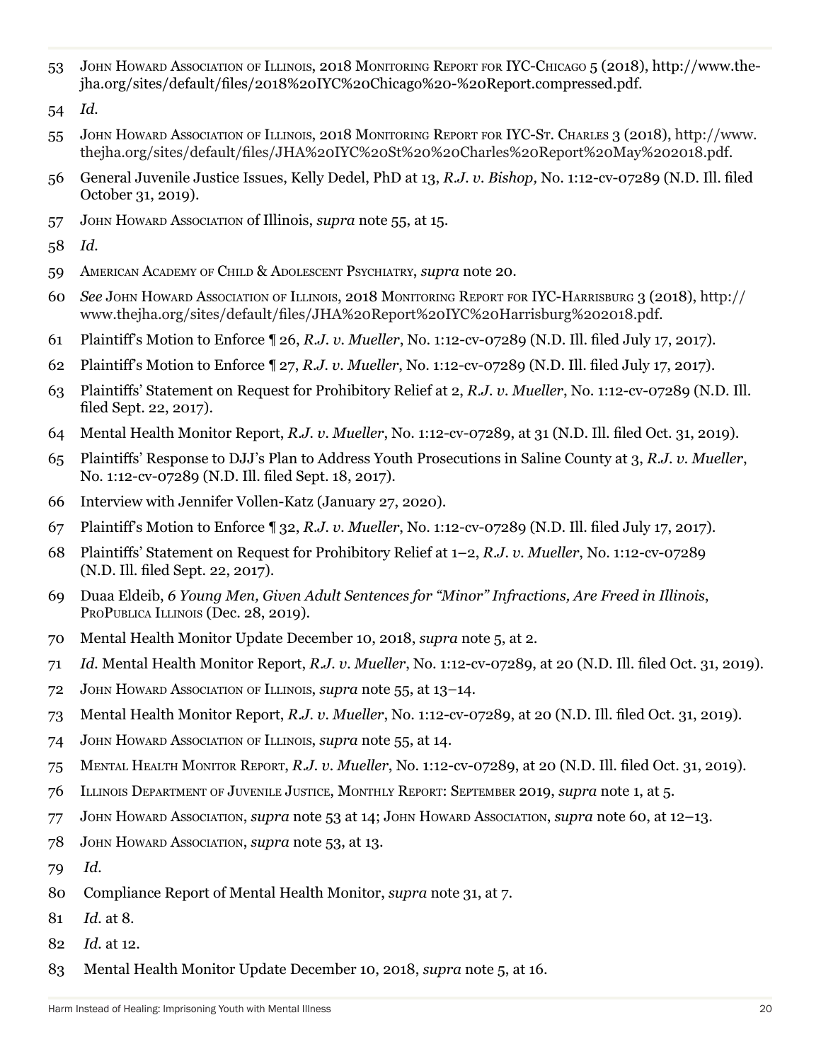53 John Howard Association of Illinois, 2018 Monitoring Report for IYC-Chicago 5 (2018), http://www.the-jha.org/sites/default/files/2018%20IYC%20Chicago%20-%20Report.compressed.pdf.

54 *Id.*

55 John Howard Association of Illinois, 2018 Monitoring Report for IYC-St. Charles 3 (2018), http://www.thejha.org/sites/default/files/JHA%20IYC%20St%20%20Charles%20Report%20May%202018.pdf.

56 General Juvenile Justice Issues, Kelly Dedel, PhD at 13, *R.J. v. Bishop,* No. 1:12-cv-07289 (N.D. Ill. filed October 31, 2019).

57 John Howard Association of Illinois, *supra* note 55, at 15.

58 *Id.*

59 American Academy of Child & Adolescent Psychiatry, *supra* note 20.

60 *See* John Howard Association of Illinois, 2018 Monitoring Report for IYC-Harrisburg 3 (2018), http://www.thejha.org/sites/default/files/JHA%20Report%20IYC%20Harrisburg%202018.pdf.

61 Plaintiff's Motion to Enforce ¶ 26, *R.J. v. Mueller*, No. 1:12-cv-07289 (N.D. Ill. filed July 17, 2017).

62 Plaintiff's Motion to Enforce ¶ 27, *R.J. v. Mueller*, No. 1:12-cv-07289 (N.D. Ill. filed July 17, 2017).

63 Plaintiffs' Statement on Request for Prohibitory Relief at 2, *R.J. v. Mueller*, No. 1:12-cv-07289 (N.D. Ill. filed Sept. 22, 2017).

64 Mental Health Monitor Report, *R.J. v. Mueller*, No. 1:12-cv-07289, at 31 (N.D. Ill. filed Oct. 31, 2019).

65 Plaintiffs' Response to DJJ's Plan to Address Youth Prosecutions in Saline County at 3, *R.J. v. Mueller*, No. 1:12-cv-07289 (N.D. Ill. filed Sept. 18, 2017).

66 Interview with Jennifer Vollen-Katz (January 27, 2020).

67 Plaintiff's Motion to Enforce ¶ 32, *R.J. v. Mueller*, No. 1:12-cv-07289 (N.D. Ill. filed July 17, 2017).

68 Plaintiffs' Statement on Request for Prohibitory Relief at 1–2, *R.J. v. Mueller*, No. 1:12-cv-07289 (N.D. Ill. filed Sept. 22, 2017).

69 Duaa Eldeib, *6 Young Men, Given Adult Sentences for "Minor" Infractions, Are Freed in Illinois*, ProPublica Illinois (Dec. 28, 2019).

70 Mental Health Monitor Update December 10, 2018, *supra* note 5, at 2.

71 *Id.* Mental Health Monitor Report, *R.J. v. Mueller*, No. 1:12-cv-07289, at 20 (N.D. Ill. filed Oct. 31, 2019).

72 John Howard Association of Illinois, *supra* note 55, at 13–14.

73 Mental Health Monitor Report, *R.J. v. Mueller*, No. 1:12-cv-07289, at 20 (N.D. Ill. filed Oct. 31, 2019).

74 John Howard Association of Illinois, *supra* note 55, at 14.

75 Mental Health Monitor Report, *R.J. v. Mueller*, No. 1:12-cv-07289, at 20 (N.D. Ill. filed Oct. 31, 2019).

76 Illinois Department of Juvenile Justice, Monthly Report: September 2019, *supra* note 1, at 5.

77 John Howard Association, *supra* note 53 at 14; John Howard Association, *supra* note 60, at 12–13.

78 John Howard Association, *supra* note 53, at 13.

79 *Id.*

80 Compliance Report of Mental Health Monitor, *supra* note 31, at 7.

81 *Id.* at 8.

82 *Id.* at 12.

83 Mental Health Monitor Update December 10, 2018, *supra* note 5, at 16.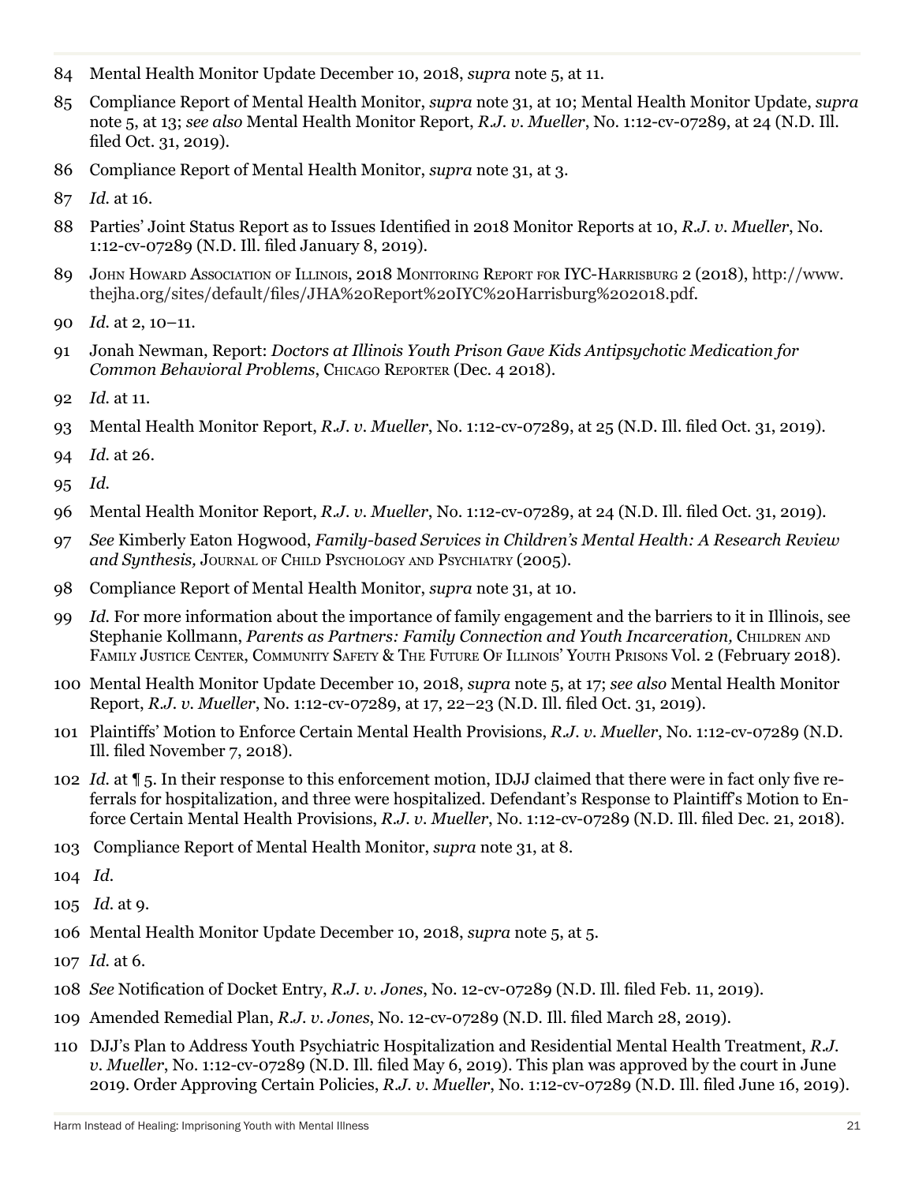84 Mental Health Monitor Update December 10, 2018, *supra* note 5, at 11.

85 Compliance Report of Mental Health Monitor, *supra* note 31, at 10; Mental Health Monitor Update, *supra* note 5, at 13; *see also* Mental Health Monitor Report, *R.J. v. Mueller*, No. 1:12-cv-07289, at 24 (N.D. Ill. filed Oct. 31, 2019).

86 Compliance Report of Mental Health Monitor, *supra* note 31, at 3.

87 *Id.* at 16.

88 Parties' Joint Status Report as to Issues Identified in 2018 Monitor Reports at 10, *R.J. v. Mueller*, No. 1:12-cv-07289 (N.D. Ill. filed January 8, 2019).

89 John Howard Association of Illinois, 2018 Monitoring Report for IYC-Harrisburg 2 (2018), http://www.thejha.org/sites/default/files/JHA%20Report%20IYC%20Harrisburg%202018.pdf.

90 *Id.* at 2, 10–11.

91 Jonah Newman, Report: *Doctors at Illinois Youth Prison Gave Kids Antipsychotic Medication for Common Behavioral Problems*, Chicago Reporter (Dec. 4 2018).

92 *Id.* at 11.

93 Mental Health Monitor Report, *R.J. v. Mueller*, No. 1:12-cv-07289, at 25 (N.D. Ill. filed Oct. 31, 2019).

94 *Id.* at 26.

95 *Id.*

96 Mental Health Monitor Report, *R.J. v. Mueller*, No. 1:12-cv-07289, at 24 (N.D. Ill. filed Oct. 31, 2019).

97 *See* Kimberly Eaton Hogwood, *Family-based Services in Children's Mental Health: A Research Review and Synthesis,* Journal of Child Psychology and Psychiatry (2005).

98 Compliance Report of Mental Health Monitor, *supra* note 31, at 10.

99 *Id.* For more information about the importance of family engagement and the barriers to it in Illinois, see Stephanie Kollmann, *Parents as Partners: Family Connection and Youth Incarceration,* Children and Family Justice Center, Community Safety & The Future Of Illinois' Youth Prisons Vol. 2 (February 2018).

100 Mental Health Monitor Update December 10, 2018, *supra* note 5, at 17; *see also* Mental Health Monitor Report, *R.J. v. Mueller*, No. 1:12-cv-07289, at 17, 22–23 (N.D. Ill. filed Oct. 31, 2019).

101 Plaintiffs' Motion to Enforce Certain Mental Health Provisions, *R.J. v. Mueller*, No. 1:12-cv-07289 (N.D. Ill. filed November 7, 2018).

102 *Id.* at ¶ 5. In their response to this enforcement motion, IDJJ claimed that there were in fact only five referrals for hospitalization, and three were hospitalized. Defendant's Response to Plaintiff's Motion to Enforce Certain Mental Health Provisions, *R.J. v. Mueller*, No. 1:12-cv-07289 (N.D. Ill. filed Dec. 21, 2018).

103 Compliance Report of Mental Health Monitor, *supra* note 31, at 8.

104 *Id.*

105 *Id.* at 9.

106 Mental Health Monitor Update December 10, 2018, *supra* note 5, at 5.

107 *Id.* at 6.

108 *See* Notification of Docket Entry, *R.J. v. Jones*, No. 12-cv-07289 (N.D. Ill. filed Feb. 11, 2019).

109 Amended Remedial Plan, *R.J. v. Jones*, No. 12-cv-07289 (N.D. Ill. filed March 28, 2019).

110 DJJ's Plan to Address Youth Psychiatric Hospitalization and Residential Mental Health Treatment, *R.J. v. Mueller*, No. 1:12-cv-07289 (N.D. Ill. filed May 6, 2019). This plan was approved by the court in June 2019. Order Approving Certain Policies, *R.J. v. Mueller*, No. 1:12-cv-07289 (N.D. Ill. filed June 16, 2019).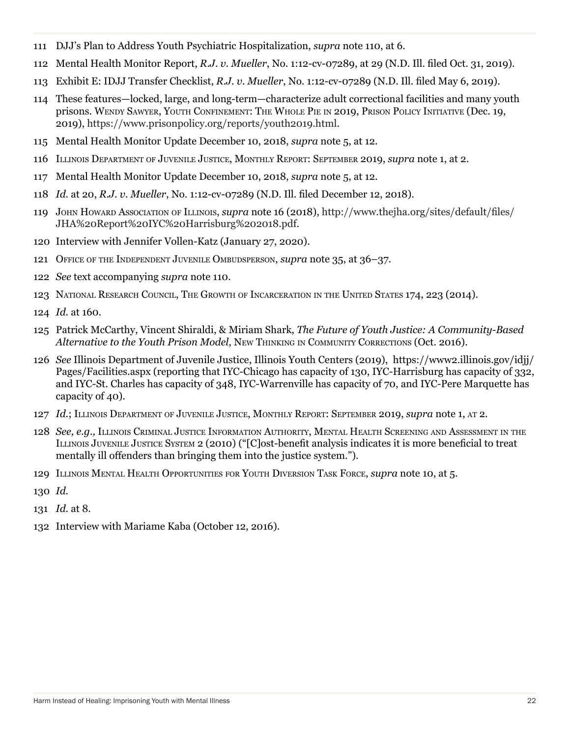111 DJJ's Plan to Address Youth Psychiatric Hospitalization, *supra* note 110, at 6.

112 Mental Health Monitor Report, *R.J. v. Mueller*, No. 1:12-cv-07289, at 29 (N.D. Ill. filed Oct. 31, 2019).

113 Exhibit E: IDJJ Transfer Checklist, *R.J. v. Mueller*, No. 1:12-cv-07289 (N.D. Ill. filed May 6, 2019).

114 These features—locked, large, and long-term—characterize adult correctional facilities and many youth prisons. Wendy Sawyer, Youth Confinement: The Whole Pie in 2019, Prison Policy Initiative (Dec. 19, 2019), https://www.prisonpolicy.org/reports/youth2019.html.

115 Mental Health Monitor Update December 10, 2018, *supra* note 5, at 12.

116 Illinois Department of Juvenile Justice, Monthly Report: September 2019, *supra* note 1, at 2.

117 Mental Health Monitor Update December 10, 2018, *supra* note 5, at 12.

118 *Id.* at 20, *R.J. v. Mueller*, No. 1:12-cv-07289 (N.D. Ill. filed December 12, 2018).

119 John Howard Association of Illinois, *supra* note 16 (2018), http://www.thejha.org/sites/default/files/JHA%20Report%20IYC%20Harrisburg%202018.pdf.

120 Interview with Jennifer Vollen-Katz (January 27, 2020).

121 Office of the Independent Juvenile Ombudsperson, *supra* note 35, at 36–37.

122 *See* text accompanying *supra* note 110.

123 National Research Council, The Growth of Incarceration in the United States 174, 223 (2014).

124 *Id.* at 160.

125 Patrick McCarthy, Vincent Shiraldi, & Miriam Shark, *The Future of Youth Justice: A Community-Based Alternative to the Youth Prison Model*, New Thinking in Community Corrections (Oct. 2016).

126 *See* Illinois Department of Juvenile Justice, Illinois Youth Centers (2019), https://www2.illinois.gov/idjj/Pages/Facilities.aspx (reporting that IYC-Chicago has capacity of 130, IYC-Harrisburg has capacity of 332, and IYC-St. Charles has capacity of 348, IYC-Warrenville has capacity of 70, and IYC-Pere Marquette has capacity of 40).

127 *Id.*; Illinois Department of Juvenile Justice, Monthly Report: September 2019, *supra* note 1, at 2.

128 *See, e.g.,* Illinois Criminal Justice Information Authority, Mental Health Screening and Assessment in the Illinois Juvenile Justice System 2 (2010) ("[C]ost-benefit analysis indicates it is more beneficial to treat mentally ill offenders than bringing them into the justice system.").

129 Illinois Mental Health Opportunities for Youth Diversion Task Force, *supra* note 10, at 5.

130 *Id.*

131 *Id.* at 8.

132 Interview with Mariame Kaba (October 12, 2016).